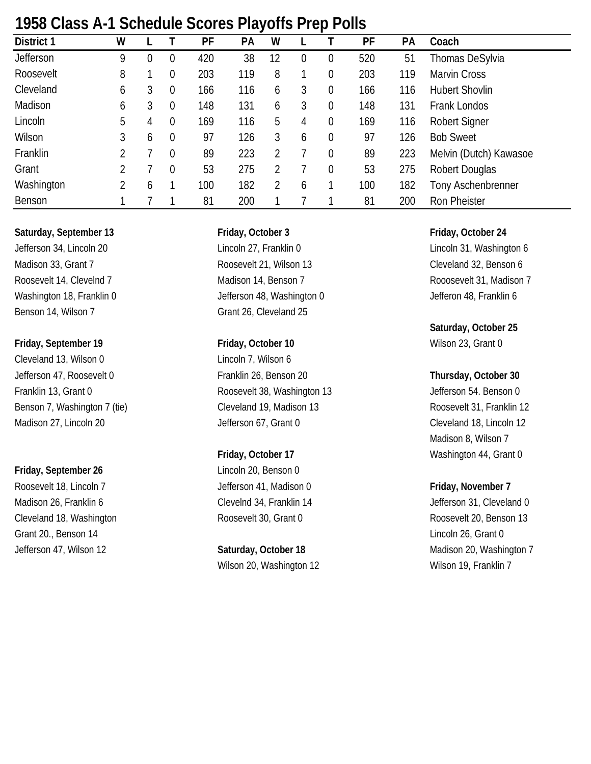# 1958 Class A-1 Schedule Scores Playoffs Prep Polls

| District 1 | W | L | T | PF | PA | W | L | T | PF | PA | Coach |
|---|---|---|---|---|---|---|---|---|---|---|---|
| Jefferson | 9 | 0 | 0 | 420 | 38 | 12 | 0 | 0 | 520 | 51 | Thomas DeSylvia |
| Roosevelt | 8 | 1 | 0 | 203 | 119 | 8 | 1 | 0 | 203 | 119 | Marvin Cross |
| Cleveland | 6 | 3 | 0 | 166 | 116 | 6 | 3 | 0 | 166 | 116 | Hubert Shovlin |
| Madison | 6 | 3 | 0 | 148 | 131 | 6 | 3 | 0 | 148 | 131 | Frank Londos |
| Lincoln | 5 | 4 | 0 | 169 | 116 | 5 | 4 | 0 | 169 | 116 | Robert Signer |
| Wilson | 3 | 6 | 0 | 97 | 126 | 3 | 6 | 0 | 97 | 126 | Bob Sweet |
| Franklin | 2 | 7 | 0 | 89 | 223 | 2 | 7 | 0 | 89 | 223 | Melvin (Dutch) Kawasoe |
| Grant | 2 | 7 | 0 | 53 | 275 | 2 | 7 | 0 | 53 | 275 | Robert Douglas |
| Washington | 2 | 6 | 1 | 100 | 182 | 2 | 6 | 1 | 100 | 182 | Tony Aschenbrenner |
| Benson | 1 | 7 | 1 | 81 | 200 | 1 | 7 | 1 | 81 | 200 | Ron Pheister |

**Saturday, September 13**
Jefferson 34, Lincoln 20
Madison 33, Grant 7
Roosevelt 14, Clevelnd 7
Washington 18, Franklin 0
Benson 14, Wilson 7

**Friday, September 19**
Cleveland 13, Wilson 0
Jefferson 47, Roosevelt 0
Franklin 13, Grant 0
Benson 7, Washington 7 (tie)
Madison 27, Lincoln 20

**Friday, September 26**
Roosevelt 18, Lincoln 7
Madison 26, Franklin 6
Cleveland 18, Washington
Grant 20., Benson 14
Jefferson 47, Wilson 12

**Friday, October 3**
Lincoln 27, Franklin 0
Roosevelt 21, Wilson 13
Madison 14, Benson 7
Jefferson 48, Washington 0
Grant 26, Cleveland 25

**Friday, October 10**
Lincoln 7, Wilson 6
Franklin 26, Benson 20
Roosevelt 38, Washington 13
Cleveland 19, Madison 13
Jefferson 67, Grant 0

**Friday, October 17**
Lincoln 20, Benson 0
Jefferson 41, Madison 0
Clevelnd 34, Franklin 14
Roosevelt 30, Grant 0

**Saturday, October 18**
Wilson 20, Washington 12

**Friday, October 24**
Lincoln 31, Washington 6
Cleveland 32, Benson 6
Rooosevelt 31, Madison 7
Jefferon 48, Franklin 6

**Saturday, October 25**
Wilson 23, Grant 0

**Thursday, October 30**
Jefferson 54. Benson 0
Roosevelt 31, Franklin 12
Cleveland 18, Lincoln 12
Madison 8, Wilson 7
Washington 44, Grant 0

**Friday, November 7**
Jefferson 31, Cleveland 0
Roosevelt 20, Benson 13
Lincoln 26, Grant 0
Madison 20, Washington 7
Wilson 19, Franklin 7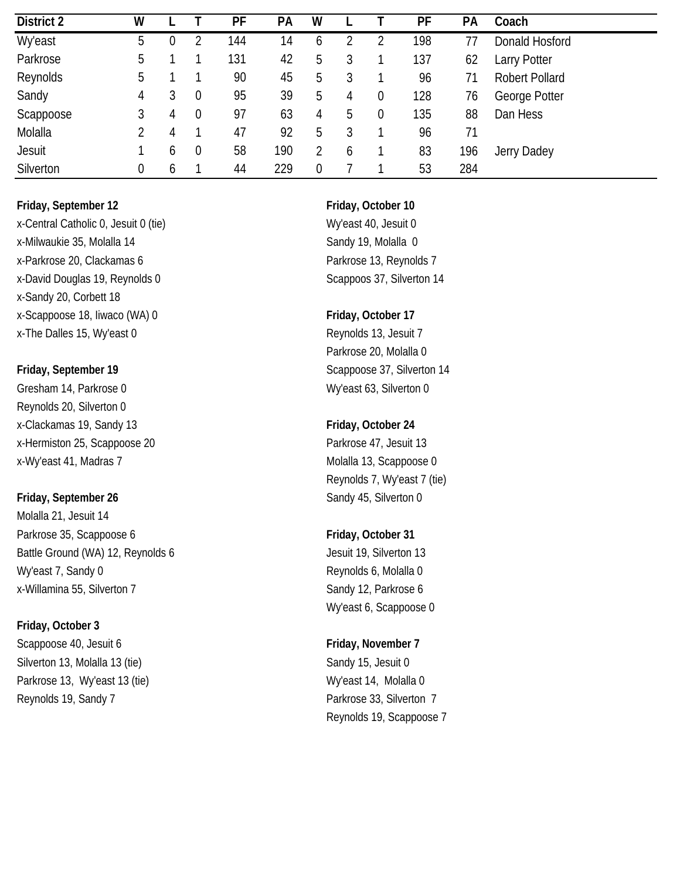| District 2 | W | L | T | PF | PA | W | L | T | PF | PA | Coach |
|---|---|---|---|---|---|---|---|---|---|---|---|
| Wy'east | 5 | 0 | 2 | 144 | 14 | 6 | 2 | 2 | 198 | 77 | Donald Hosford |
| Parkrose | 5 | 1 | 1 | 131 | 42 | 5 | 3 | 1 | 137 | 62 | Larry Potter |
| Reynolds | 5 | 1 | 1 | 90 | 45 | 5 | 3 | 1 | 96 | 71 | Robert Pollard |
| Sandy | 4 | 3 | 0 | 95 | 39 | 5 | 4 | 0 | 128 | 76 | George Potter |
| Scappoose | 3 | 4 | 0 | 97 | 63 | 4 | 5 | 0 | 135 | 88 | Dan Hess |
| Molalla | 2 | 4 | 1 | 47 | 92 | 5 | 3 | 1 | 96 | 71 | |
| Jesuit | 1 | 6 | 0 | 58 | 190 | 2 | 6 | 1 | 83 | 196 | Jerry Dadey |
| Silverton | 0 | 6 | 1 | 44 | 229 | 0 | 7 | 1 | 53 | 284 | |

**Friday, September 12**
x-Central Catholic 0, Jesuit 0 (tie)
x-Milwaukie 35, Molalla 14
x-Parkrose 20, Clackamas 6
x-David Douglas 19, Reynolds 0
x-Sandy 20, Corbett 18
x-Scappoose 18, Iiwaco (WA) 0
x-The Dalles 15, Wy'east 0

**Friday, September 19**
Gresham 14, Parkrose 0
Reynolds 20, Silverton 0
x-Clackamas 19, Sandy 13
x-Hermiston 25, Scappoose 20
x-Wy'east 41, Madras 7

**Friday, September 26**
Molalla 21, Jesuit 14
Parkrose 35, Scappoose 6
Battle Ground (WA) 12, Reynolds 6
Wy'east 7, Sandy 0
x-Willamina 55, Silverton 7

**Friday, October 3**
Scappoose 40, Jesuit 6
Silverton 13, Molalla 13 (tie)
Parkrose 13, Wy'east 13 (tie)
Reynolds 19, Sandy 7

**Friday, October 10**
Wy'east 40, Jesuit 0
Sandy 19, Molalla 0
Parkrose 13, Reynolds 7
Scappoos 37, Silverton 14

**Friday, October 17**
Reynolds 13, Jesuit 7
Parkrose 20, Molalla 0
Scappoose 37, Silverton 14
Wy'east 63, Silverton 0

**Friday, October 24**
Parkrose 47, Jesuit 13
Molalla 13, Scappoose 0
Reynolds 7, Wy'east 7 (tie)
Sandy 45, Silverton 0

**Friday, October 31**
Jesuit 19, Silverton 13
Reynolds 6, Molalla 0
Sandy 12, Parkrose 6
Wy'east 6, Scappoose 0

**Friday, November 7**
Sandy 15, Jesuit 0
Wy'east 14, Molalla 0
Parkrose 33, Silverton 7
Reynolds 19, Scappoose 7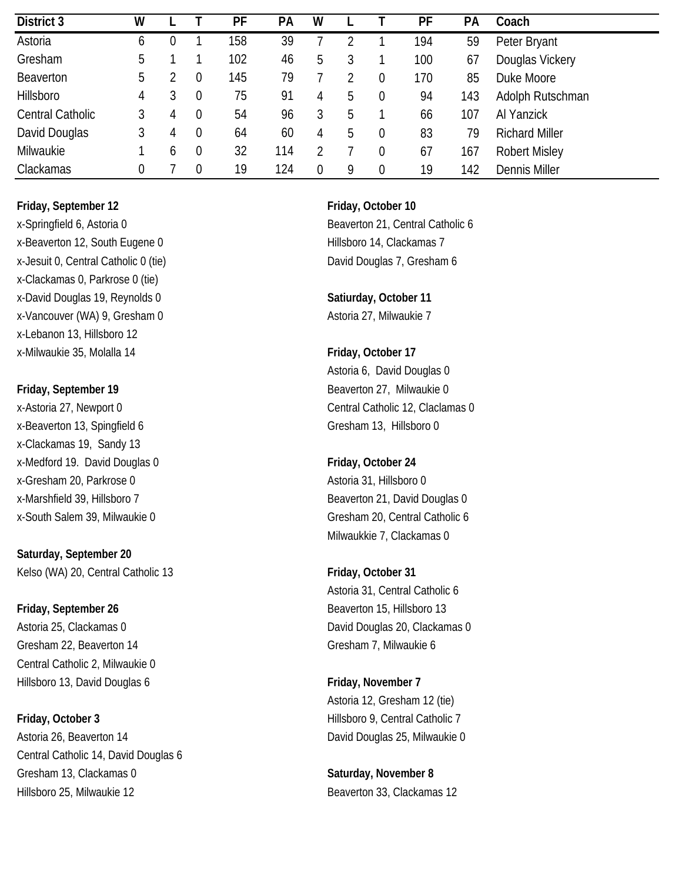| District 3 | W | L | T | PF | PA | W | L | T | PF | PA | Coach |
|---|---|---|---|---|---|---|---|---|---|---|---|
| Astoria | 6 | 0 | 1 | 158 | 39 | 7 | 2 | 1 | 194 | 59 | Peter Bryant |
| Gresham | 5 | 1 | 1 | 102 | 46 | 5 | 3 | 1 | 100 | 67 | Douglas Vickery |
| Beaverton | 5 | 2 | 0 | 145 | 79 | 7 | 2 | 0 | 170 | 85 | Duke Moore |
| Hillsboro | 4 | 3 | 0 | 75 | 91 | 4 | 5 | 0 | 94 | 143 | Adolph Rutschman |
| Central Catholic | 3 | 4 | 0 | 54 | 96 | 3 | 5 | 1 | 66 | 107 | Al Yanzick |
| David Douglas | 3 | 4 | 0 | 64 | 60 | 4 | 5 | 0 | 83 | 79 | Richard Miller |
| Milwaukie | 1 | 6 | 0 | 32 | 114 | 2 | 7 | 0 | 67 | 167 | Robert Misley |
| Clackamas | 0 | 7 | 0 | 19 | 124 | 0 | 9 | 0 | 19 | 142 | Dennis Miller |

**Friday, September 12**
x-Springfield 6, Astoria 0
x-Beaverton 12, South Eugene 0
x-Jesuit 0, Central Catholic 0 (tie)
x-Clackamas 0, Parkrose 0 (tie)
x-David Douglas 19, Reynolds 0
x-Vancouver (WA) 9, Gresham 0
x-Lebanon 13, Hillsboro 12
x-Milwaukie 35, Molalla 14

**Friday, September 19**
x-Astoria 27, Newport 0
x-Beaverton 13, Spingfield 6
x-Clackamas 19, Sandy 13
x-Medford 19. David Douglas 0
x-Gresham 20, Parkrose 0
x-Marshfield 39, Hillsboro 7
x-South Salem 39, Milwaukie 0

**Saturday, September 20**
Kelso (WA) 20, Central Catholic 13

**Friday, September 26**
Astoria 25, Clackamas 0
Gresham 22, Beaverton 14
Central Catholic 2, Milwaukie 0
Hillsboro 13, David Douglas 6

**Friday, October 3**
Astoria 26, Beaverton 14
Central Catholic 14, David Douglas 6
Gresham 13, Clackamas 0
Hillsboro 25, Milwaukie 12

**Friday, October 10**
Beaverton 21, Central Catholic 6
Hillsboro 14, Clackamas 7
David Douglas 7, Gresham 6

**Satiurday, October 11**
Astoria 27, Milwaukie 7

**Friday, October 17**
Astoria 6, David Douglas 0
Beaverton 27, Milwaukie 0
Central Catholic 12, Claclamas 0
Gresham 13, Hillsboro 0

**Friday, October 24**
Astoria 31, Hillsboro 0
Beaverton 21, David Douglas 0
Gresham 20, Central Catholic 6
Milwaukkie 7, Clackamas 0

**Friday, October 31**
Astoria 31, Central Catholic 6
Beaverton 15, Hillsboro 13
David Douglas 20, Clackamas 0
Gresham 7, Milwaukie 6

**Friday, November 7**
Astoria 12, Gresham 12 (tie)
Hillsboro 9, Central Catholic 7
David Douglas 25, Milwaukie 0

**Saturday, November 8**
Beaverton 33, Clackamas 12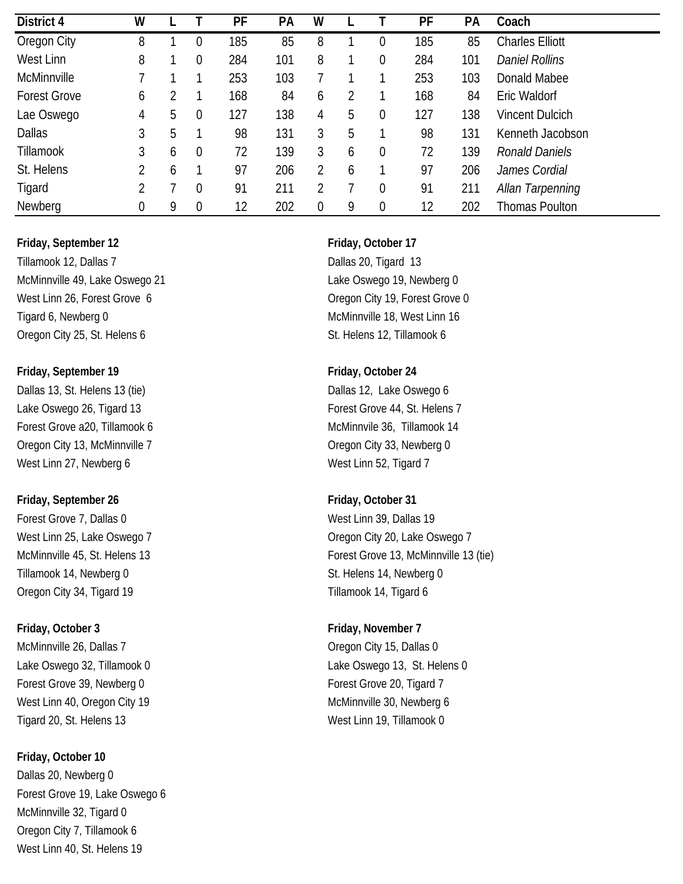| District 4 | W | L | T | PF | PA | W | L | T | PF | PA | Coach |
|---|---|---|---|---|---|---|---|---|---|---|---|
| Oregon City | 8 | 1 | 0 | 185 | 85 | 8 | 1 | 0 | 185 | 85 | Charles Elliott |
| West Linn | 8 | 1 | 0 | 284 | 101 | 8 | 1 | 0 | 284 | 101 | *Daniel Rollins* |
| McMinnville | 7 | 1 | 1 | 253 | 103 | 7 | 1 | 1 | 253 | 103 | Donald Mabee |
| Forest Grove | 6 | 2 | 1 | 168 | 84 | 6 | 2 | 1 | 168 | 84 | Eric Waldorf |
| Lae Oswego | 4 | 5 | 0 | 127 | 138 | 4 | 5 | 0 | 127 | 138 | Vincent Dulcich |
| Dallas | 3 | 5 | 1 | 98 | 131 | 3 | 5 | 1 | 98 | 131 | Kenneth Jacobson |
| Tillamook | 3 | 6 | 0 | 72 | 139 | 3 | 6 | 0 | 72 | 139 | *Ronald Daniels* |
| St. Helens | 2 | 6 | 1 | 97 | 206 | 2 | 6 | 1 | 97 | 206 | *James Cordial* |
| Tigard | 2 | 7 | 0 | 91 | 211 | 2 | 7 | 0 | 91 | 211 | *Allan Tarpenning* |
| Newberg | 0 | 9 | 0 | 12 | 202 | 0 | 9 | 0 | 12 | 202 | Thomas Poulton |

**Friday, September 12**
Tillamook 12, Dallas 7
McMinnville 49, Lake Oswego 21
West Linn 26, Forest Grove 6
Tigard 6, Newberg 0
Oregon City 25, St. Helens 6

**Friday, September 19**
Dallas 13, St. Helens 13 (tie)
Lake Oswego 26, Tigard 13
Forest Grove a20, Tillamook 6
Oregon City 13, McMinnville 7
West Linn 27, Newberg 6

**Friday, September 26**
Forest Grove 7, Dallas 0
West Linn 25, Lake Oswego 7
McMinnville 45, St. Helens 13
Tillamook 14, Newberg 0
Oregon City 34, Tigard 19

**Friday, October 3**
McMinnville 26, Dallas 7
Lake Oswego 32, Tillamook 0
Forest Grove 39, Newberg 0
West Linn 40, Oregon City 19
Tigard 20, St. Helens 13

**Friday, October 10**
Dallas 20, Newberg 0
Forest Grove 19, Lake Oswego 6
McMinnville 32, Tigard 0
Oregon City 7, Tillamook 6
West Linn 40, St. Helens 19

**Friday, October 17**
Dallas 20, Tigard 13
Lake Oswego 19, Newberg 0
Oregon City 19, Forest Grove 0
McMinnville 18, West Linn 16
St. Helens 12, Tillamook 6

**Friday, October 24**
Dallas 12, Lake Oswego 6
Forest Grove 44, St. Helens 7
McMinnvile 36, Tillamook 14
Oregon City 33, Newberg 0
West Linn 52, Tigard 7

**Friday, October 31**
West Linn 39, Dallas 19
Oregon City 20, Lake Oswego 7
Forest Grove 13, McMinnville 13 (tie)
St. Helens 14, Newberg 0
Tillamook 14, Tigard 6

**Friday, November 7**
Oregon City 15, Dallas 0
Lake Oswego 13, St. Helens 0
Forest Grove 20, Tigard 7
McMinnville 30, Newberg 6
West Linn 19, Tillamook 0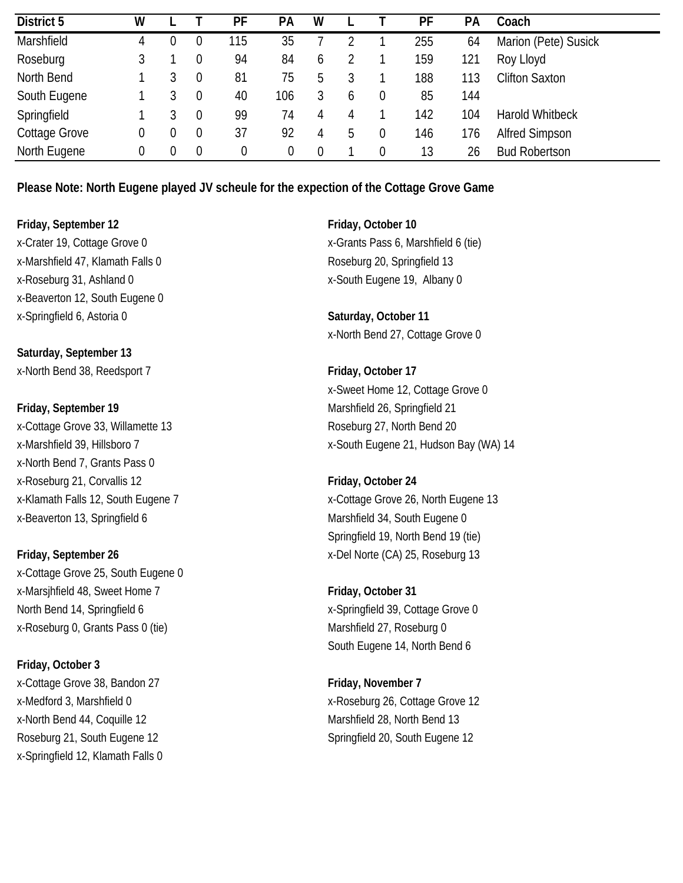| District 5 | W | L | T | PF | PA | W | L | T | PF | PA | Coach |
|---|---|---|---|---|---|---|---|---|---|---|---|
| Marshfield | 4 | 0 | 0 | 115 | 35 | 7 | 2 | 1 | 255 | 64 | Marion (Pete) Susick |
| Roseburg | 3 | 1 | 0 | 94 | 84 | 6 | 2 | 1 | 159 | 121 | Roy Lloyd |
| North Bend | 1 | 3 | 0 | 81 | 75 | 5 | 3 | 1 | 188 | 113 | Clifton Saxton |
| South Eugene | 1 | 3 | 0 | 40 | 106 | 3 | 6 | 0 | 85 | 144 | |
| Springfield | 1 | 3 | 0 | 99 | 74 | 4 | 4 | 1 | 142 | 104 | Harold Whitbeck |
| Cottage Grove | 0 | 0 | 0 | 37 | 92 | 4 | 5 | 0 | 146 | 176 | Alfred Simpson |
| North Eugene | 0 | 0 | 0 | 0 | 0 | 0 | 1 | 0 | 13 | 26 | Bud Robertson |

**Please Note: North Eugene played JV scheule for the expection of the Cottage Grove Game**

**Friday, September 12**
x-Crater 19, Cottage Grove 0
x-Marshfield 47, Klamath Falls 0
x-Roseburg 31, Ashland 0
x-Beaverton 12, South Eugene 0
x-Springfield 6, Astoria 0

**Saturday, September 13**
x-North Bend 38, Reedsport 7

**Friday, September 19**
x-Cottage Grove 33, Willamette 13
x-Marshfield 39, Hillsboro 7
x-North Bend 7, Grants Pass 0
x-Roseburg 21, Corvallis 12
x-Klamath Falls 12, South Eugene 7
x-Beaverton 13, Springfield 6

**Friday, September 26**
x-Cottage Grove 25, South Eugene 0
x-Marsjhfield 48, Sweet Home 7
North Bend 14, Springfield 6
x-Roseburg 0, Grants Pass 0 (tie)

**Friday, October 3**
x-Cottage Grove 38, Bandon 27
x-Medford 3, Marshfield 0
x-North Bend 44, Coquille 12
Roseburg 21, South Eugene 12
x-Springfield 12, Klamath Falls 0

**Friday, October 10**
x-Grants Pass 6, Marshfield 6 (tie)
Roseburg 20, Springfield 13
x-South Eugene 19, Albany 0

**Saturday, October 11**
x-North Bend 27, Cottage Grove 0

**Friday, October 17**
x-Sweet Home 12, Cottage Grove 0
Marshfield 26, Springfield 21
Roseburg 27, North Bend 20
x-South Eugene 21, Hudson Bay (WA) 14

**Friday, October 24**
x-Cottage Grove 26, North Eugene 13
Marshfield 34, South Eugene 0
Springfield 19, North Bend 19 (tie)
x-Del Norte (CA) 25, Roseburg 13

**Friday, October 31**
x-Springfield 39, Cottage Grove 0
Marshfield 27, Roseburg 0
South Eugene 14, North Bend 6

**Friday, November 7**
x-Roseburg 26, Cottage Grove 12
Marshfield 28, North Bend 13
Springfield 20, South Eugene 12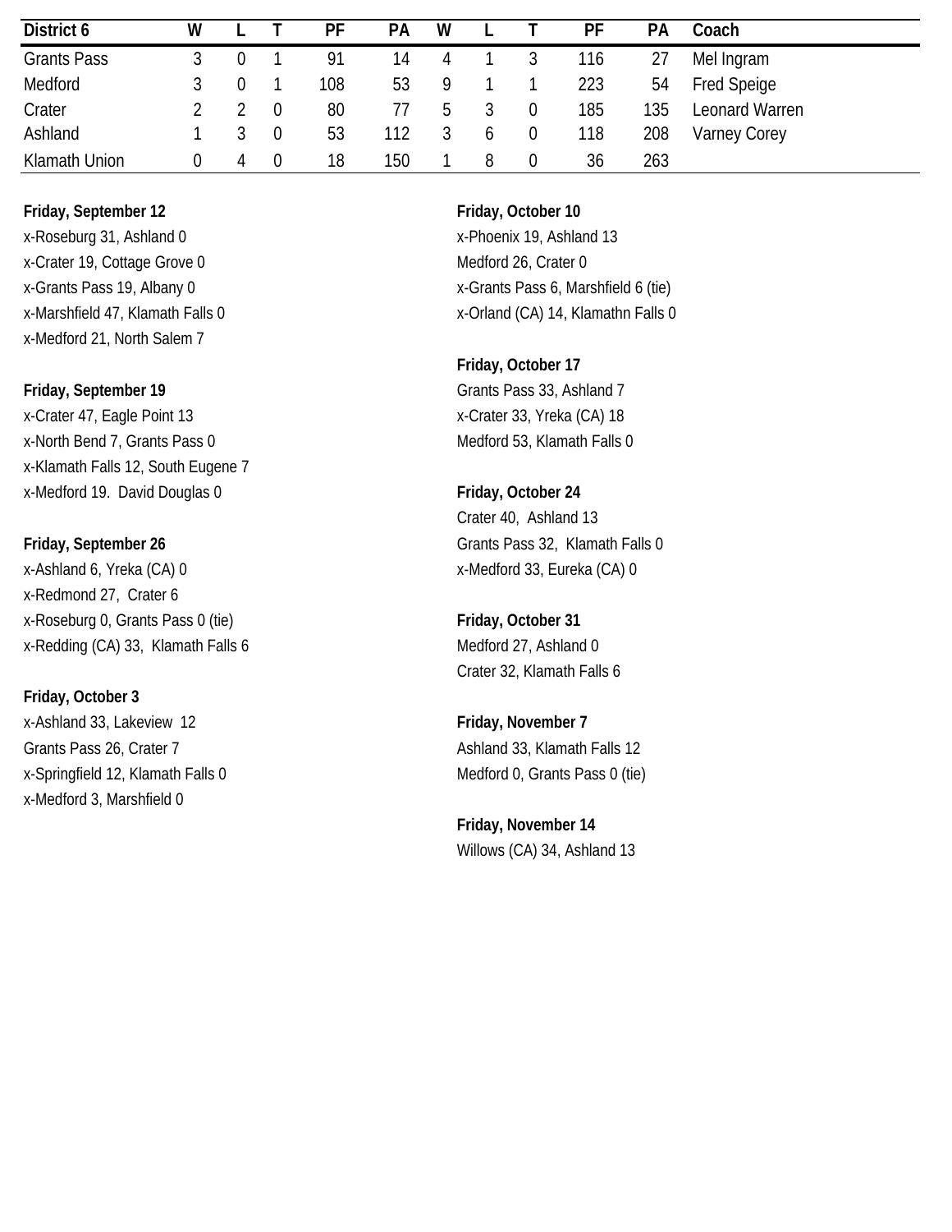| District 6 | W | L | T | PF | PA | W | L | T | PF | PA | Coach |
|---|---|---|---|---|---|---|---|---|---|---|---|
| Grants Pass | 3 | 0 | 1 | 91 | 14 | 4 | 1 | 3 | 116 | 27 | Mel Ingram |
| Medford | 3 | 0 | 1 | 108 | 53 | 9 | 1 | 1 | 223 | 54 | Fred Speige |
| Crater | 2 | 2 | 0 | 80 | 77 | 5 | 3 | 0 | 185 | 135 | Leonard Warren |
| Ashland | 1 | 3 | 0 | 53 | 112 | 3 | 6 | 0 | 118 | 208 | Varney Corey |
| Klamath Union | 0 | 4 | 0 | 18 | 150 | 1 | 8 | 0 | 36 | 263 | |

**Friday, September 12**
x-Roseburg 31, Ashland 0
x-Crater 19, Cottage Grove 0
x-Grants Pass 19, Albany 0
x-Marshfield 47, Klamath Falls 0
x-Medford 21, North Salem 7

**Friday, September 19**
x-Crater 47, Eagle Point 13
x-North Bend 7, Grants Pass 0
x-Klamath Falls 12, South Eugene 7
x-Medford 19. David Douglas 0

**Friday, September 26**
x-Ashland 6, Yreka (CA) 0
x-Redmond 27, Crater 6
x-Roseburg 0, Grants Pass 0 (tie)
x-Redding (CA) 33, Klamath Falls 6

**Friday, October 3**
x-Ashland 33, Lakeview 12
Grants Pass 26, Crater 7
x-Springfield 12, Klamath Falls 0
x-Medford 3, Marshfield 0

**Friday, October 10**
x-Phoenix 19, Ashland 13
Medford 26, Crater 0
x-Grants Pass 6, Marshfield 6 (tie)
x-Orland (CA) 14, Klamathn Falls 0

**Friday, October 17**
Grants Pass 33, Ashland 7
x-Crater 33, Yreka (CA) 18
Medford 53, Klamath Falls 0

**Friday, October 24**
Crater 40, Ashland 13
Grants Pass 32, Klamath Falls 0
x-Medford 33, Eureka (CA) 0

**Friday, October 31**
Medford 27, Ashland 0
Crater 32, Klamath Falls 6

**Friday, November 7**
Ashland 33, Klamath Falls 12
Medford 0, Grants Pass 0 (tie)

**Friday, November 14**
Willows (CA) 34, Ashland 13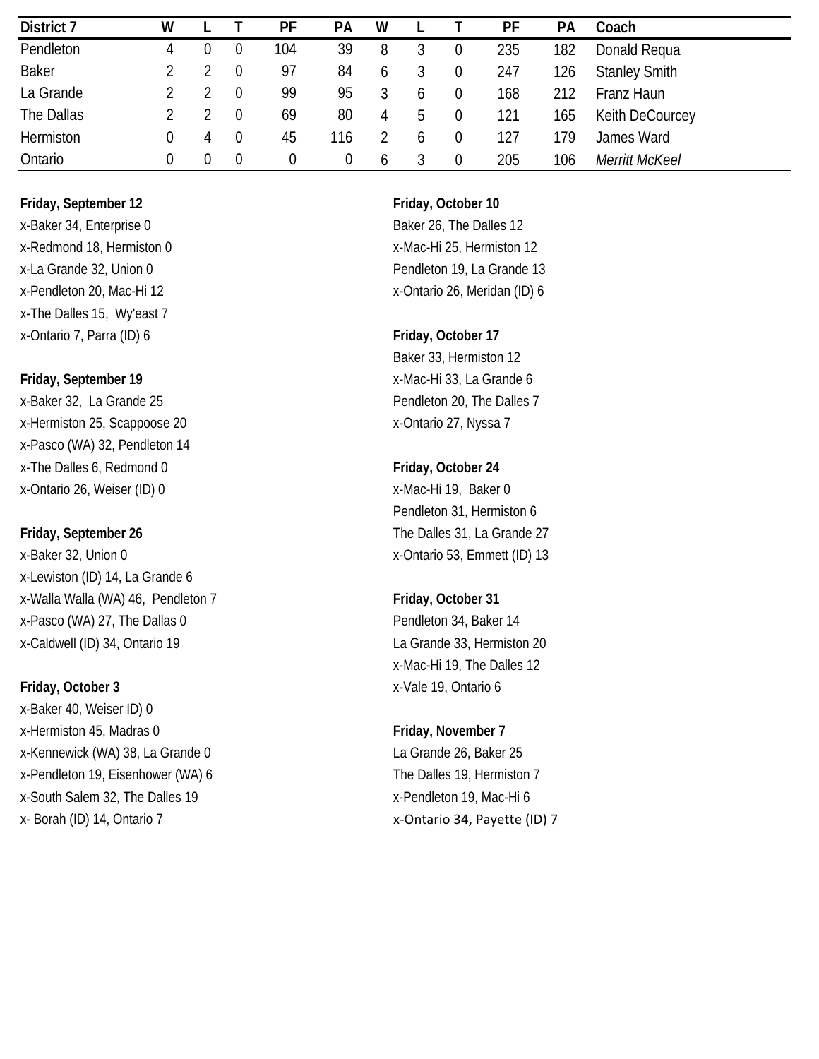| District 7 | W | L | T | PF | PA | W | L | T | PF | PA | Coach |
|---|---|---|---|---|---|---|---|---|---|---|---|
| Pendleton | 4 | 0 | 0 | 104 | 39 | 8 | 3 | 0 | 235 | 182 | Donald Requa |
| Baker | 2 | 2 | 0 | 97 | 84 | 6 | 3 | 0 | 247 | 126 | Stanley Smith |
| La Grande | 2 | 2 | 0 | 99 | 95 | 3 | 6 | 0 | 168 | 212 | Franz Haun |
| The Dallas | 2 | 2 | 0 | 69 | 80 | 4 | 5 | 0 | 121 | 165 | Keith DeCourcey |
| Hermiston | 0 | 4 | 0 | 45 | 116 | 2 | 6 | 0 | 127 | 179 | James Ward |
| Ontario | 0 | 0 | 0 | 0 | 0 | 6 | 3 | 0 | 205 | 106 | *Merritt McKeel* |

**Friday, September 12**
x-Baker 34, Enterprise 0
x-Redmond 18, Hermiston 0
x-La Grande 32, Union 0
x-Pendleton 20, Mac-Hi 12
x-The Dalles 15, Wy'east 7
x-Ontario 7, Parra (ID) 6

**Friday, September 19**
x-Baker 32, La Grande 25
x-Hermiston 25, Scappoose 20
x-Pasco (WA) 32, Pendleton 14
x-The Dalles 6, Redmond 0
x-Ontario 26, Weiser (ID) 0

**Friday, September 26**
x-Baker 32, Union 0
x-Lewiston (ID) 14, La Grande 6
x-Walla Walla (WA) 46, Pendleton 7
x-Pasco (WA) 27, The Dallas 0
x-Caldwell (ID) 34, Ontario 19

**Friday, October 3**
x-Baker 40, Weiser ID) 0
x-Hermiston 45, Madras 0
x-Kennewick (WA) 38, La Grande 0
x-Pendleton 19, Eisenhower (WA) 6
x-South Salem 32, The Dalles 19
x- Borah (ID) 14, Ontario 7

**Friday, October 10**
Baker 26, The Dalles 12
x-Mac-Hi 25, Hermiston 12
Pendleton 19, La Grande 13
x-Ontario 26, Meridan (ID) 6

**Friday, October 17**
Baker 33, Hermiston 12
x-Mac-Hi 33, La Grande 6
Pendleton 20, The Dalles 7
x-Ontario 27, Nyssa 7

**Friday, October 24**
x-Mac-Hi 19, Baker 0
Pendleton 31, Hermiston 6
The Dalles 31, La Grande 27
x-Ontario 53, Emmett (ID) 13

**Friday, October 31**
Pendleton 34, Baker 14
La Grande 33, Hermiston 20
x-Mac-Hi 19, The Dalles 12
x-Vale 19, Ontario 6

**Friday, November 7**
La Grande 26, Baker 25
The Dalles 19, Hermiston 7
x-Pendleton 19, Mac-Hi 6
x-Ontario 34, Payette (ID) 7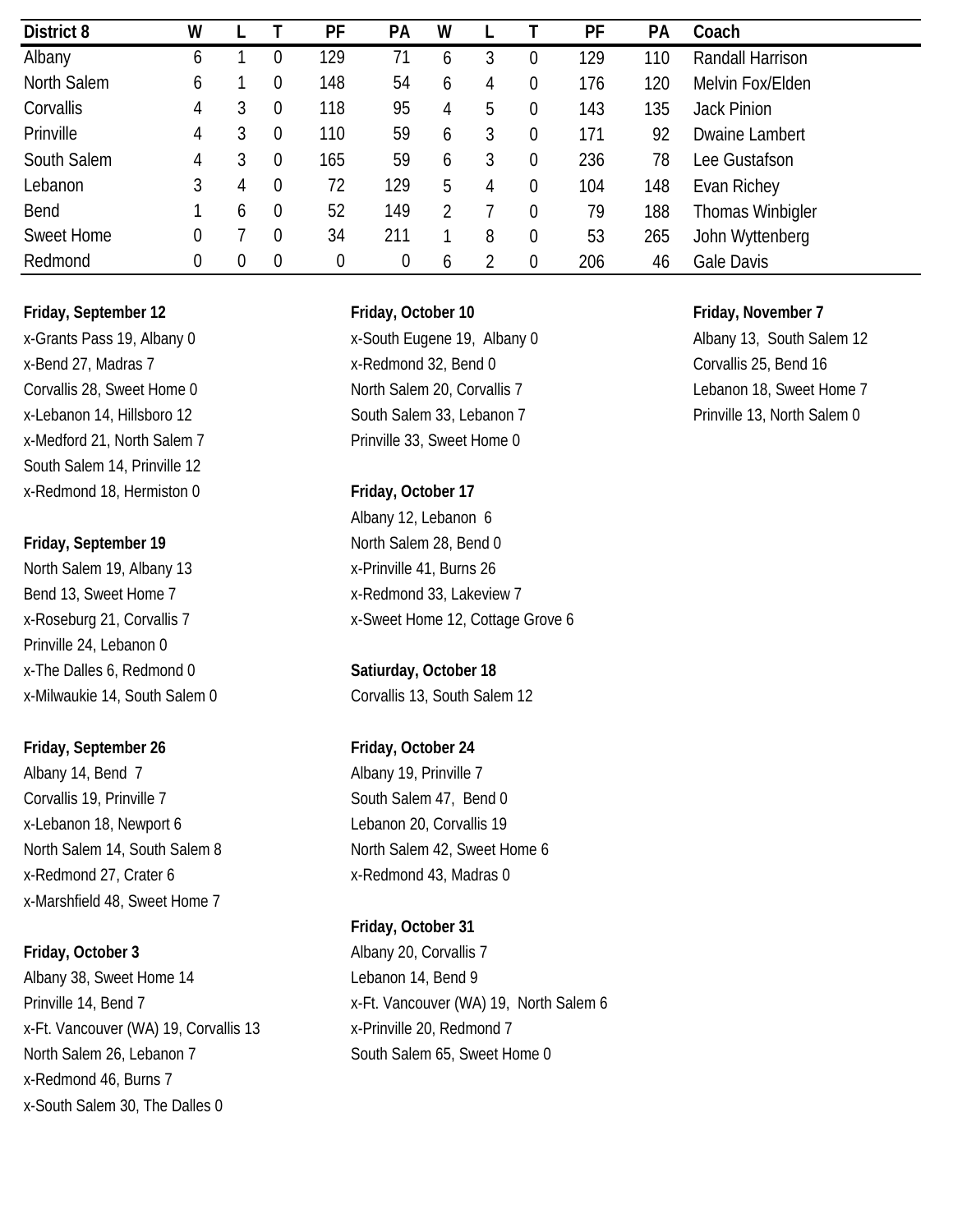| District 8 | W | L | T | PF | PA | W | L | T | PF | PA | Coach |
|---|---|---|---|---|---|---|---|---|---|---|---|
| Albany | 6 | 1 | 0 | 129 | 71 | 6 | 3 | 0 | 129 | 110 | Randall Harrison |
| North Salem | 6 | 1 | 0 | 148 | 54 | 6 | 4 | 0 | 176 | 120 | Melvin Fox/Elden |
| Corvallis | 4 | 3 | 0 | 118 | 95 | 4 | 5 | 0 | 143 | 135 | Jack Pinion |
| Prinville | 4 | 3 | 0 | 110 | 59 | 6 | 3 | 0 | 171 | 92 | Dwaine Lambert |
| South Salem | 4 | 3 | 0 | 165 | 59 | 6 | 3 | 0 | 236 | 78 | Lee Gustafson |
| Lebanon | 3 | 4 | 0 | 72 | 129 | 5 | 4 | 0 | 104 | 148 | Evan Richey |
| Bend | 1 | 6 | 0 | 52 | 149 | 2 | 7 | 0 | 79 | 188 | Thomas Winbigler |
| Sweet Home | 0 | 7 | 0 | 34 | 211 | 1 | 8 | 0 | 53 | 265 | John Wyttenberg |
| Redmond | 0 | 0 | 0 | 0 | 0 | 6 | 2 | 0 | 206 | 46 | Gale Davis |

**Friday, September 12**
x-Grants Pass 19, Albany 0
x-Bend 27, Madras 7
Corvallis 28, Sweet Home 0
x-Lebanon 14, Hillsboro 12
x-Medford 21, North Salem 7
South Salem 14, Prinville 12
x-Redmond 18, Hermiston 0

**Friday, September 19**
North Salem 19, Albany 13
Bend 13, Sweet Home 7
x-Roseburg 21, Corvallis 7
Prinville 24, Lebanon 0
x-The Dalles 6, Redmond 0
x-Milwaukie 14, South Salem 0

**Friday, September 26**
Albany 14, Bend 7
Corvallis 19, Prinville 7
x-Lebanon 18, Newport 6
North Salem 14, South Salem 8
x-Redmond 27, Crater 6
x-Marshfield 48, Sweet Home 7

**Friday, October 3**
Albany 38, Sweet Home 14
Prinville 14, Bend 7
x-Ft. Vancouver (WA) 19, Corvallis 13
North Salem 26, Lebanon 7
x-Redmond 46, Burns 7
x-South Salem 30, The Dalles 0

**Friday, October 10**
x-South Eugene 19, Albany 0
x-Redmond 32, Bend 0
North Salem 20, Corvallis 7
South Salem 33, Lebanon 7
Prinville 33, Sweet Home 0

**Friday, October 17**
Albany 12, Lebanon 6
North Salem 28, Bend 0
x-Prinville 41, Burns 26
x-Redmond 33, Lakeview 7
x-Sweet Home 12, Cottage Grove 6

**Satiurday, October 18**
Corvallis 13, South Salem 12

**Friday, October 24**
Albany 19, Prinville 7
South Salem 47, Bend 0
Lebanon 20, Corvallis 19
North Salem 42, Sweet Home 6
x-Redmond 43, Madras 0

**Friday, October 31**
Albany 20, Corvallis 7
Lebanon 14, Bend 9
x-Ft. Vancouver (WA) 19, North Salem 6
x-Prinville 20, Redmond 7
South Salem 65, Sweet Home 0

**Friday, November 7**
Albany 13, South Salem 12
Corvallis 25, Bend 16
Lebanon 18, Sweet Home 7
Prinville 13, North Salem 0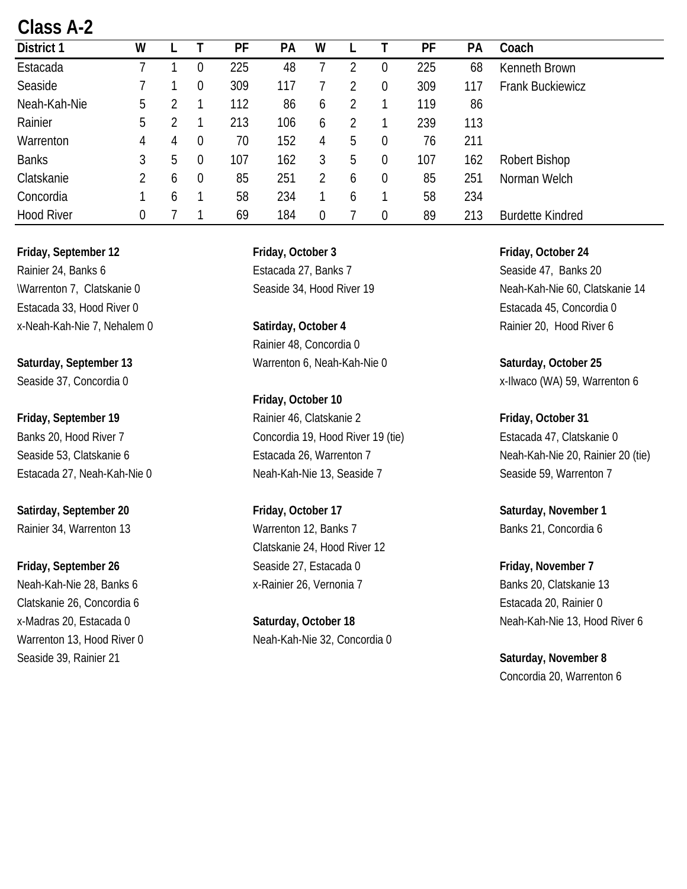## Class A-2

| District 1 | W | L | T | PF | PA | W | L | T | PF | PA | Coach |
|---|---|---|---|---|---|---|---|---|---|---|---|
| Estacada | 7 | 1 | 0 | 225 | 48 | 7 | 2 | 0 | 225 | 68 | Kenneth Brown |
| Seaside | 7 | 1 | 0 | 309 | 117 | 7 | 2 | 0 | 309 | 117 | Frank Buckiewicz |
| Neah-Kah-Nie | 5 | 2 | 1 | 112 | 86 | 6 | 2 | 1 | 119 | 86 | |
| Rainier | 5 | 2 | 1 | 213 | 106 | 6 | 2 | 1 | 239 | 113 | |
| Warrenton | 4 | 4 | 0 | 70 | 152 | 4 | 5 | 0 | 76 | 211 | |
| Banks | 3 | 5 | 0 | 107 | 162 | 3 | 5 | 0 | 107 | 162 | Robert Bishop |
| Clatskanie | 2 | 6 | 0 | 85 | 251 | 2 | 6 | 0 | 85 | 251 | Norman Welch |
| Concordia | 1 | 6 | 1 | 58 | 234 | 1 | 6 | 1 | 58 | 234 | |
| Hood River | 0 | 7 | 1 | 69 | 184 | 0 | 7 | 0 | 89 | 213 | Burdette Kindred |

**Friday, September 12**
Rainier 24, Banks 6
\Warrenton 7, Clatskanie 0
Estacada 33, Hood River 0
x-Neah-Kah-Nie 7, Nehalem 0

**Saturday, September 13**
Seaside 37, Concordia 0

**Friday, September 19**
Banks 20, Hood River 7
Seaside 53, Clatskanie 6
Estacada 27, Neah-Kah-Nie 0

**Satirday, September 20**
Rainier 34, Warrenton 13

**Friday, September 26**
Neah-Kah-Nie 28, Banks 6
Clatskanie 26, Concordia 6
x-Madras 20, Estacada 0
Warrenton 13, Hood River 0
Seaside 39, Rainier 21

**Friday, October 3**
Estacada 27, Banks 7
Seaside 34, Hood River 19

**Satirday, October 4**
Rainier 48, Concordia 0
Warrenton 6, Neah-Kah-Nie 0

**Friday, October 10**
Rainier 46, Clatskanie 2
Concordia 19, Hood River 19 (tie)
Estacada 26, Warrenton 7
Neah-Kah-Nie 13, Seaside 7

**Friday, October 17**
Warrenton 12, Banks 7
Clatskanie 24, Hood River 12
Seaside 27, Estacada 0
x-Rainier 26, Vernonia 7

**Saturday, October 18**
Neah-Kah-Nie 32, Concordia 0

**Friday, October 24**
Seaside 47, Banks 20
Neah-Kah-Nie 60, Clatskanie 14
Estacada 45, Concordia 0
Rainier 20, Hood River 6

**Saturday, October 25**
x-Ilwaco (WA) 59, Warrenton 6

**Friday, October 31**
Estacada 47, Clatskanie 0
Neah-Kah-Nie 20, Rainier 20 (tie)
Seaside 59, Warrenton 7

**Saturday, November 1**
Banks 21, Concordia 6

**Friday, November 7**
Banks 20, Clatskanie 13
Estacada 20, Rainier 0
Neah-Kah-Nie 13, Hood River 6

**Saturday, November 8**
Concordia 20, Warrenton 6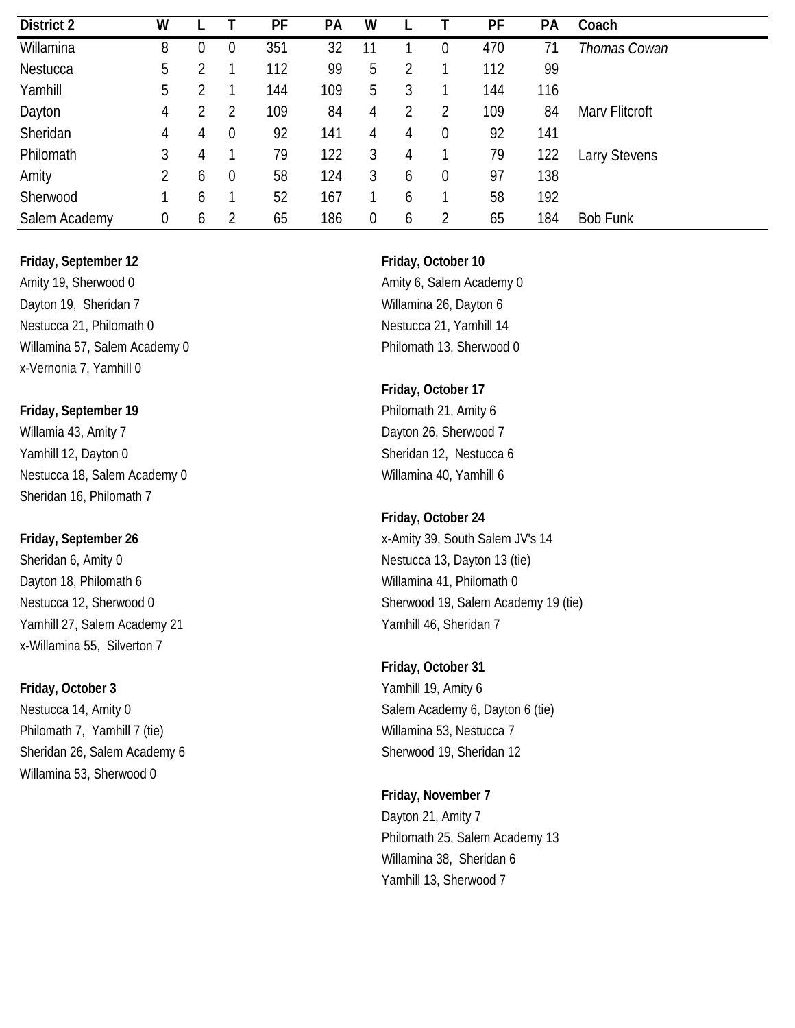| District 2 | W | L | T | PF | PA | W | L | T | PF | PA | Coach |
|---|---|---|---|---|---|---|---|---|---|---|---|
| Willamina | 8 | 0 | 0 | 351 | 32 | 11 | 1 | 0 | 470 | 71 | *Thomas Cowan* |
| Nestucca | 5 | 2 | 1 | 112 | 99 | 5 | 2 | 1 | 112 | 99 | |
| Yamhill | 5 | 2 | 1 | 144 | 109 | 5 | 3 | 1 | 144 | 116 | |
| Dayton | 4 | 2 | 2 | 109 | 84 | 4 | 2 | 2 | 109 | 84 | Marv Flitcroft |
| Sheridan | 4 | 4 | 0 | 92 | 141 | 4 | 4 | 0 | 92 | 141 | |
| Philomath | 3 | 4 | 1 | 79 | 122 | 3 | 4 | 1 | 79 | 122 | Larry Stevens |
| Amity | 2 | 6 | 0 | 58 | 124 | 3 | 6 | 0 | 97 | 138 | |
| Sherwood | 1 | 6 | 1 | 52 | 167 | 1 | 6 | 1 | 58 | 192 | |
| Salem Academy | 0 | 6 | 2 | 65 | 186 | 0 | 6 | 2 | 65 | 184 | Bob Funk |

**Friday, September 12**
Amity 19, Sherwood 0
Dayton 19, Sheridan 7
Nestucca 21, Philomath 0
Willamina 57, Salem Academy 0
x-Vernonia 7, Yamhill 0

**Friday, September 19**
Willamia 43, Amity 7
Yamhill 12, Dayton 0
Nestucca 18, Salem Academy 0
Sheridan 16, Philomath 7

**Friday, September 26**
Sheridan 6, Amity 0
Dayton 18, Philomath 6
Nestucca 12, Sherwood 0
Yamhill 27, Salem Academy 21
x-Willamina 55, Silverton 7

**Friday, October 3**
Nestucca 14, Amity 0
Philomath 7, Yamhill 7 (tie)
Sheridan 26, Salem Academy 6
Willamina 53, Sherwood 0

**Friday, October 10**
Amity 6, Salem Academy 0
Willamina 26, Dayton 6
Nestucca 21, Yamhill 14
Philomath 13, Sherwood 0

**Friday, October 17**
Philomath 21, Amity 6
Dayton 26, Sherwood 7
Sheridan 12, Nestucca 6
Willamina 40, Yamhill 6

**Friday, October 24**
x-Amity 39, South Salem JV's 14
Nestucca 13, Dayton 13 (tie)
Willamina 41, Philomath 0
Sherwood 19, Salem Academy 19 (tie)
Yamhill 46, Sheridan 7

**Friday, October 31**
Yamhill 19, Amity 6
Salem Academy 6, Dayton 6 (tie)
Willamina 53, Nestucca 7
Sherwood 19, Sheridan 12

**Friday, November 7**
Dayton 21, Amity 7
Philomath 25, Salem Academy 13
Willamina 38, Sheridan 6
Yamhill 13, Sherwood 7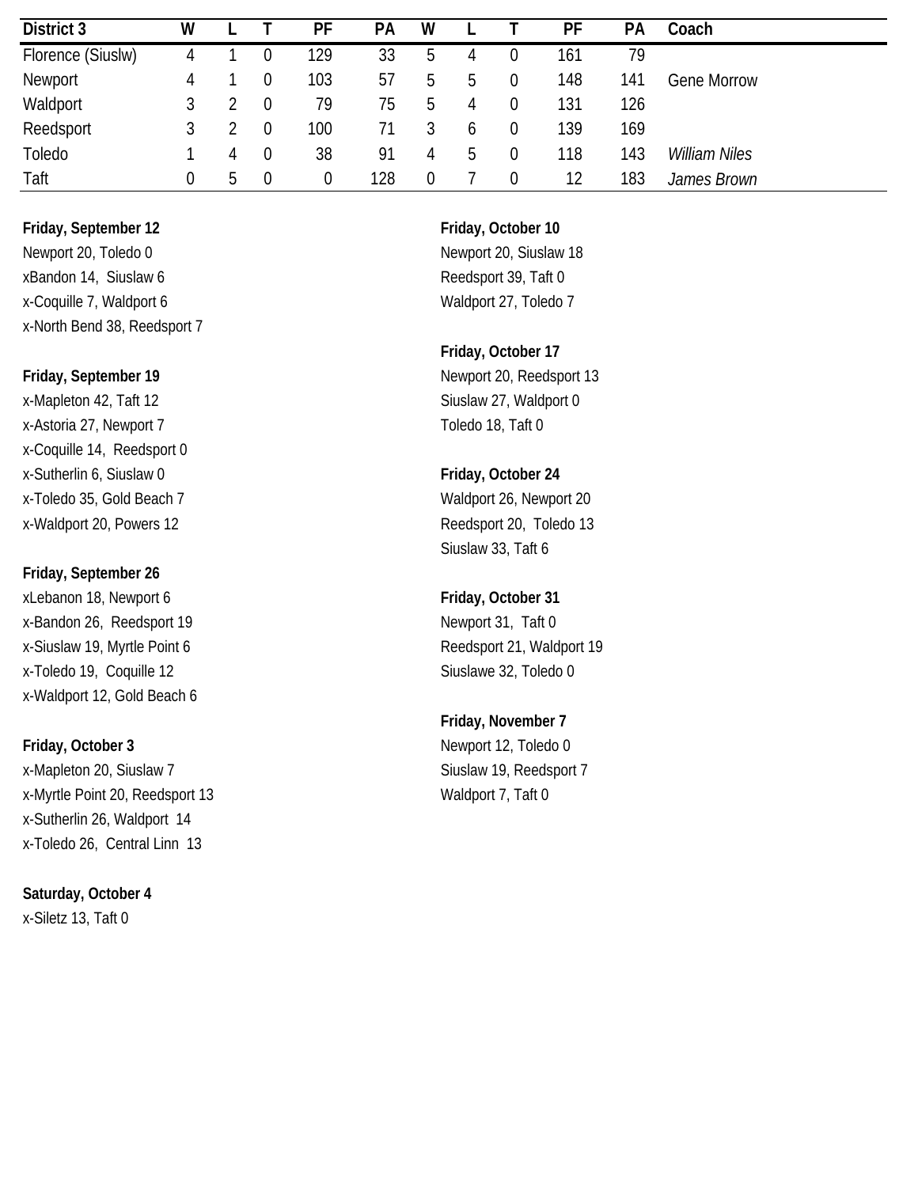| District 3 | W | L | T | PF | PA | W | L | T | PF | PA | Coach |
|---|---|---|---|---|---|---|---|---|---|---|---|
| Florence (Siuslw) | 4 | 1 | 0 | 129 | 33 | 5 | 4 | 0 | 161 | 79 | |
| Newport | 4 | 1 | 0 | 103 | 57 | 5 | 5 | 0 | 148 | 141 | Gene Morrow |
| Waldport | 3 | 2 | 0 | 79 | 75 | 5 | 4 | 0 | 131 | 126 | |
| Reedsport | 3 | 2 | 0 | 100 | 71 | 3 | 6 | 0 | 139 | 169 | |
| Toledo | 1 | 4 | 0 | 38 | 91 | 4 | 5 | 0 | 118 | 143 | *William Niles* |
| Taft | 0 | 5 | 0 | 0 | 128 | 0 | 7 | 0 | 12 | 183 | *James Brown* |

**Friday, September 12**
Newport 20, Toledo 0
xBandon 14, Siuslaw 6
x-Coquille 7, Waldport 6
x-North Bend 38, Reedsport 7

**Friday, September 19**
x-Mapleton 42, Taft 12
x-Astoria 27, Newport 7
x-Coquille 14, Reedsport 0
x-Sutherlin 6, Siuslaw 0
x-Toledo 35, Gold Beach 7
x-Waldport 20, Powers 12

**Friday, September 26**
xLebanon 18, Newport 6
x-Bandon 26, Reedsport 19
x-Siuslaw 19, Myrtle Point 6
x-Toledo 19, Coquille 12
x-Waldport 12, Gold Beach 6

**Friday, October 3**
x-Mapleton 20, Siuslaw 7
x-Myrtle Point 20, Reedsport 13
x-Sutherlin 26, Waldport 14
x-Toledo 26, Central Linn 13

**Saturday, October 4**
x-Siletz 13, Taft 0

**Friday, October 10**
Newport 20, Siuslaw 18
Reedsport 39, Taft 0
Waldport 27, Toledo 7

**Friday, October 17**
Newport 20, Reedsport 13
Siuslaw 27, Waldport 0
Toledo 18, Taft 0

**Friday, October 24**
Waldport 26, Newport 20
Reedsport 20, Toledo 13
Siuslaw 33, Taft 6

**Friday, October 31**
Newport 31, Taft 0
Reedsport 21, Waldport 19
Siuslawe 32, Toledo 0

**Friday, November 7**
Newport 12, Toledo 0
Siuslaw 19, Reedsport 7
Waldport 7, Taft 0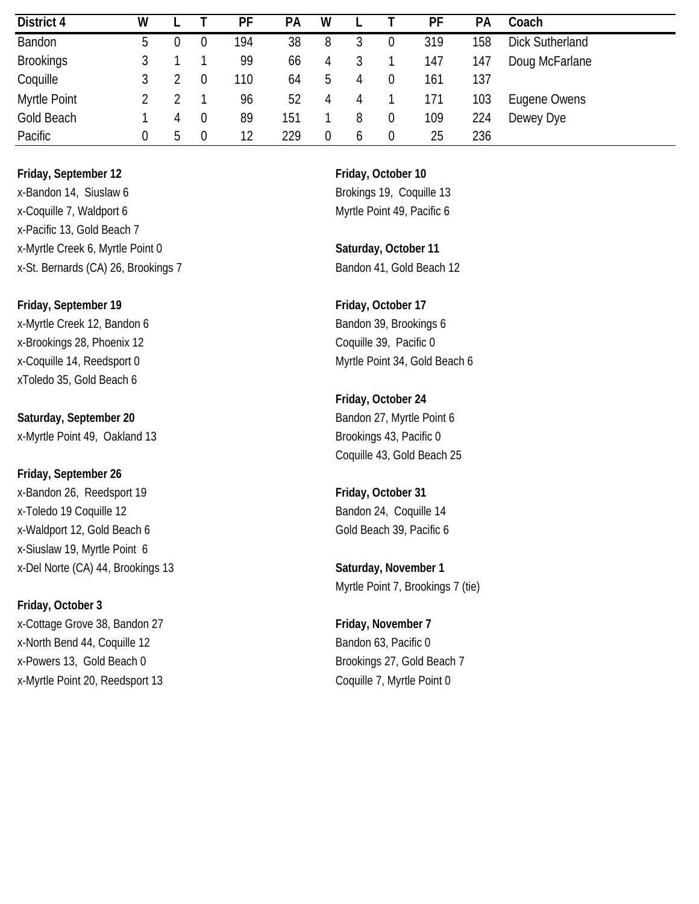| District 4 | W | L | T | PF | PA | W | L | T | PF | PA | Coach |
|---|---|---|---|---|---|---|---|---|---|---|---|
| Bandon | 5 | 0 | 0 | 194 | 38 | 8 | 3 | 0 | 319 | 158 | Dick Sutherland |
| Brookings | 3 | 1 | 1 | 99 | 66 | 4 | 3 | 1 | 147 | 147 | Doug McFarlane |
| Coquille | 3 | 2 | 0 | 110 | 64 | 5 | 4 | 0 | 161 | 137 | |
| Myrtle Point | 2 | 2 | 1 | 96 | 52 | 4 | 4 | 1 | 171 | 103 | Eugene Owens |
| Gold Beach | 1 | 4 | 0 | 89 | 151 | 1 | 8 | 0 | 109 | 224 | Dewey Dye |
| Pacific | 0 | 5 | 0 | 12 | 229 | 0 | 6 | 0 | 25 | 236 | |

**Friday, September 12**
x-Bandon 14, Siuslaw 6
x-Coquille 7, Waldport 6
x-Pacific 13, Gold Beach 7
x-Myrtle Creek 6, Myrtle Point 0
x-St. Bernards (CA) 26, Brookings 7

**Friday, September 19**
x-Myrtle Creek 12, Bandon 6
x-Brookings 28, Phoenix 12
x-Coquille 14, Reedsport 0
xToledo 35, Gold Beach 6

**Saturday, September 20**
x-Myrtle Point 49, Oakland 13

**Friday, September 26**
x-Bandon 26, Reedsport 19
x-Toledo 19 Coquille 12
x-Waldport 12, Gold Beach 6
x-Siuslaw 19, Myrtle Point 6
x-Del Norte (CA) 44, Brookings 13

**Friday, October 3**
x-Cottage Grove 38, Bandon 27
x-North Bend 44, Coquille 12
x-Powers 13, Gold Beach 0
x-Myrtle Point 20, Reedsport 13

**Friday, October 10**
Brokings 19, Coquille 13
Myrtle Point 49, Pacific 6

**Saturday, October 11**
Bandon 41, Gold Beach 12

**Friday, October 17**
Bandon 39, Brookings 6
Coquille 39, Pacific 0
Myrtle Point 34, Gold Beach 6

**Friday, October 24**
Bandon 27, Myrtle Point 6
Brookings 43, Pacific 0
Coquille 43, Gold Beach 25

**Friday, October 31**
Bandon 24, Coquille 14
Gold Beach 39, Pacific 6

**Saturday, November 1**
Myrtle Point 7, Brookings 7 (tie)

**Friday, November 7**
Bandon 63, Pacific 0
Brookings 27, Gold Beach 7
Coquille 7, Myrtle Point 0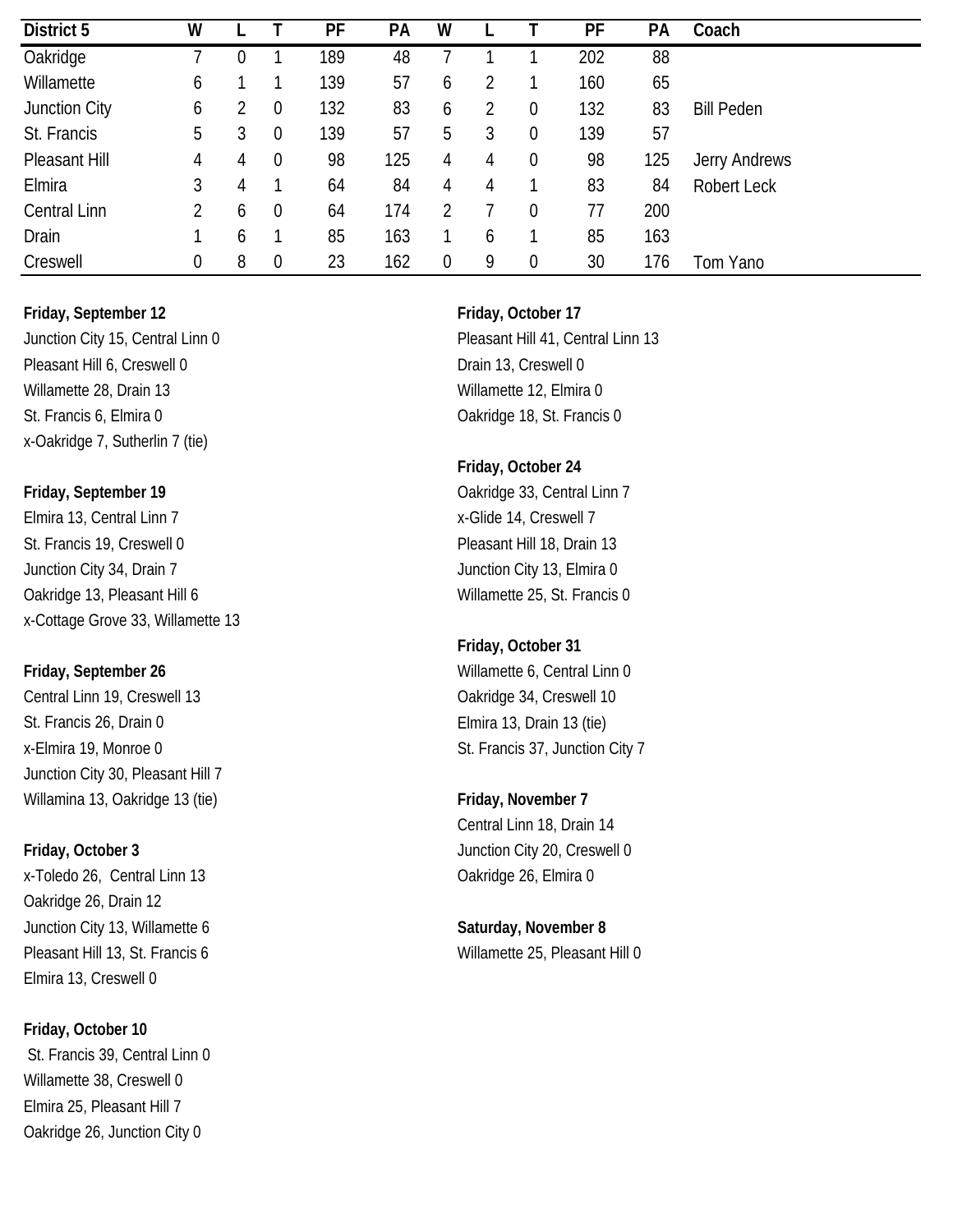| District 5 | W | L | T | PF | PA | W | L | T | PF | PA | Coach |
|---|---|---|---|---|---|---|---|---|---|---|---|
| Oakridge | 7 | 0 | 1 | 189 | 48 | 7 | 1 | 1 | 202 | 88 | |
| Willamette | 6 | 1 | 1 | 139 | 57 | 6 | 2 | 1 | 160 | 65 | |
| Junction City | 6 | 2 | 0 | 132 | 83 | 6 | 2 | 0 | 132 | 83 | Bill Peden |
| St. Francis | 5 | 3 | 0 | 139 | 57 | 5 | 3 | 0 | 139 | 57 | |
| Pleasant Hill | 4 | 4 | 0 | 98 | 125 | 4 | 4 | 0 | 98 | 125 | Jerry Andrews |
| Elmira | 3 | 4 | 1 | 64 | 84 | 4 | 4 | 1 | 83 | 84 | Robert Leck |
| Central Linn | 2 | 6 | 0 | 64 | 174 | 2 | 7 | 0 | 77 | 200 | |
| Drain | 1 | 6 | 1 | 85 | 163 | 1 | 6 | 1 | 85 | 163 | |
| Creswell | 0 | 8 | 0 | 23 | 162 | 0 | 9 | 0 | 30 | 176 | Tom Yano |

**Friday, September 12**
Junction City 15, Central Linn 0
Pleasant Hill 6, Creswell 0
Willamette 28, Drain 13
St. Francis 6, Elmira 0
x-Oakridge 7, Sutherlin 7 (tie)

**Friday, September 19**
Elmira 13, Central Linn 7
St. Francis 19, Creswell 0
Junction City 34, Drain 7
Oakridge 13, Pleasant Hill 6
x-Cottage Grove 33, Willamette 13

**Friday, September 26**
Central Linn 19, Creswell 13
St. Francis 26, Drain 0
x-Elmira 19, Monroe 0
Junction City 30, Pleasant Hill 7
Willamina 13, Oakridge 13 (tie)

**Friday, October 3**
x-Toledo 26, Central Linn 13
Oakridge 26, Drain 12
Junction City 13, Willamette 6
Pleasant Hill 13, St. Francis 6
Elmira 13, Creswell 0

**Friday, October 10**
St. Francis 39, Central Linn 0
Willamette 38, Creswell 0
Elmira 25, Pleasant Hill 7
Oakridge 26, Junction City 0

**Friday, October 17**
Pleasant Hill 41, Central Linn 13
Drain 13, Creswell 0
Willamette 12, Elmira 0
Oakridge 18, St. Francis 0

**Friday, October 24**
Oakridge 33, Central Linn 7
x-Glide 14, Creswell 7
Pleasant Hill 18, Drain 13
Junction City 13, Elmira 0
Willamette 25, St. Francis 0

**Friday, October 31**
Willamette 6, Central Linn 0
Oakridge 34, Creswell 10
Elmira 13, Drain 13 (tie)
St. Francis 37, Junction City 7

**Friday, November 7**
Central Linn 18, Drain 14
Junction City 20, Creswell 0
Oakridge 26, Elmira 0

**Saturday, November 8**
Willamette 25, Pleasant Hill 0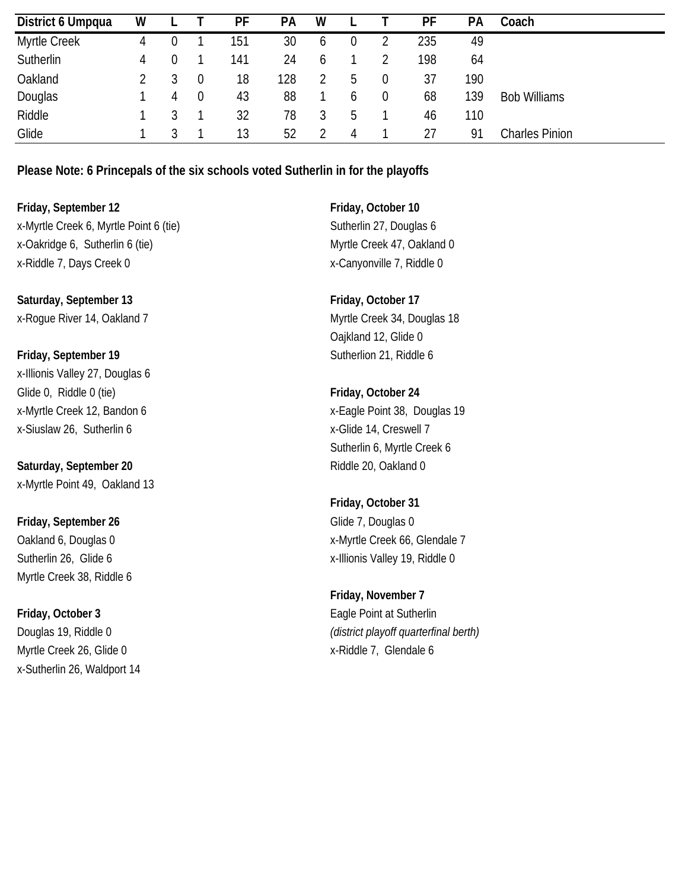| District 6 Umpqua | W | L | T | PF | PA | W | L | T | PF | PA | Coach |
|---|---|---|---|---|---|---|---|---|---|---|---|
| Myrtle Creek | 4 | 0 | 1 | 151 | 30 | 6 | 0 | 2 | 235 | 49 | |
| Sutherlin | 4 | 0 | 1 | 141 | 24 | 6 | 1 | 2 | 198 | 64 | |
| Oakland | 2 | 3 | 0 | 18 | 128 | 2 | 5 | 0 | 37 | 190 | |
| Douglas | 1 | 4 | 0 | 43 | 88 | 1 | 6 | 0 | 68 | 139 | Bob Williams |
| Riddle | 1 | 3 | 1 | 32 | 78 | 3 | 5 | 1 | 46 | 110 | |
| Glide | 1 | 3 | 1 | 13 | 52 | 2 | 4 | 1 | 27 | 91 | Charles Pinion |

**Please Note: 6 Princepals of the six schools voted Sutherlin in for the playoffs**

**Friday, September 12**
x-Myrtle Creek 6, Myrtle Point 6 (tie)
x-Oakridge 6, Sutherlin 6 (tie)
x-Riddle 7, Days Creek 0

**Saturday, September 13**
x-Rogue River 14, Oakland 7

**Friday, September 19**
x-Illionis Valley 27, Douglas 6
Glide 0, Riddle 0 (tie)
x-Myrtle Creek 12, Bandon 6
x-Siuslaw 26, Sutherlin 6

**Saturday, September 20**
x-Myrtle Point 49, Oakland 13

**Friday, September 26**
Oakland 6, Douglas 0
Sutherlin 26, Glide 6
Myrtle Creek 38, Riddle 6

**Friday, October 3**
Douglas 19, Riddle 0
Myrtle Creek 26, Glide 0
x-Sutherlin 26, Waldport 14

**Friday, October 10**
Sutherlin 27, Douglas 6
Myrtle Creek 47, Oakland 0
x-Canyonville 7, Riddle 0

**Friday, October 17**
Myrtle Creek 34, Douglas 18
Oajkland 12, Glide 0
Sutherlion 21, Riddle 6

**Friday, October 24**
x-Eagle Point 38, Douglas 19
x-Glide 14, Creswell 7
Sutherlin 6, Myrtle Creek 6
Riddle 20, Oakland 0

**Friday, October 31**
Glide 7, Douglas 0
x-Myrtle Creek 66, Glendale 7
x-Illionis Valley 19, Riddle 0

**Friday, November 7**
Eagle Point at Sutherlin
*(district playoff quarterfinal berth)*
x-Riddle 7, Glendale 6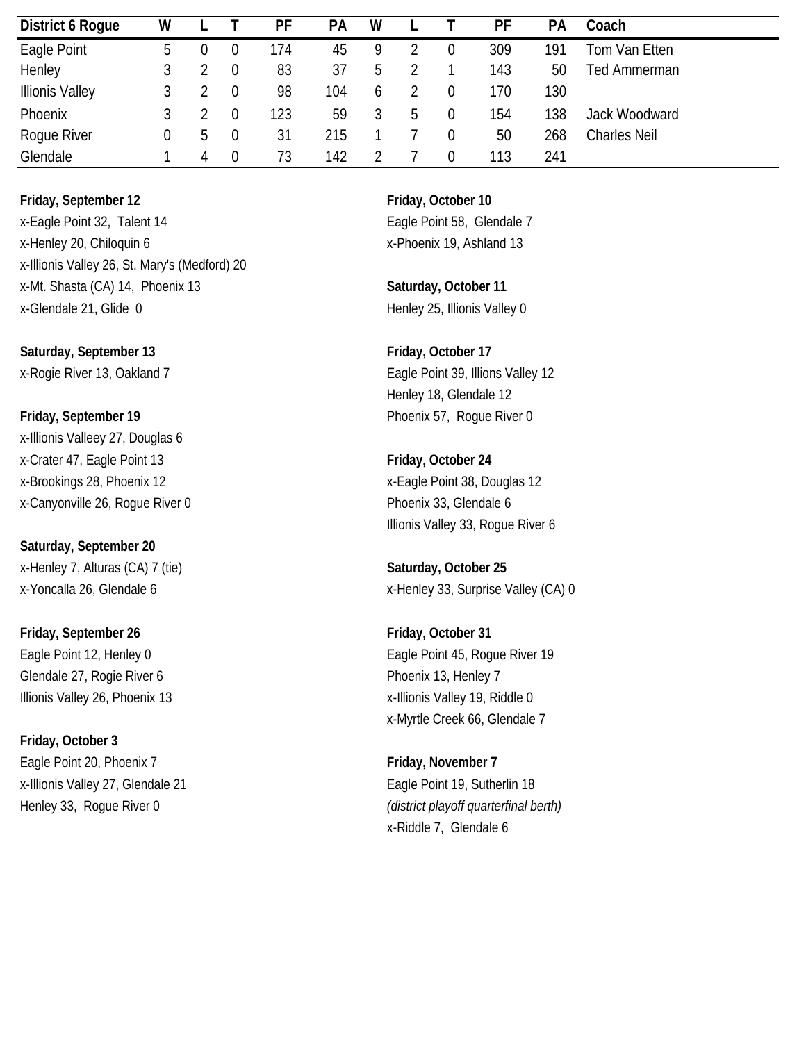| District 6 Rogue | W | L | T | PF | PA | W | L | T | PF | PA | Coach |
|---|---|---|---|---|---|---|---|---|---|---|---|
| Eagle Point | 5 | 0 | 0 | 174 | 45 | 9 | 2 | 0 | 309 | 191 | Tom Van Etten |
| Henley | 3 | 2 | 0 | 83 | 37 | 5 | 2 | 1 | 143 | 50 | Ted Ammerman |
| Illionis Valley | 3 | 2 | 0 | 98 | 104 | 6 | 2 | 0 | 170 | 130 | |
| Phoenix | 3 | 2 | 0 | 123 | 59 | 3 | 5 | 0 | 154 | 138 | Jack Woodward |
| Rogue River | 0 | 5 | 0 | 31 | 215 | 1 | 7 | 0 | 50 | 268 | Charles Neil |
| Glendale | 1 | 4 | 0 | 73 | 142 | 2 | 7 | 0 | 113 | 241 | |

**Friday, September 12**
x-Eagle Point 32, Talent 14
x-Henley 20, Chiloquin 6
x-Illionis Valley 26, St. Mary's (Medford) 20
x-Mt. Shasta (CA) 14, Phoenix 13
x-Glendale 21, Glide 0

**Saturday, September 13**
x-Rogie River 13, Oakland 7

**Friday, September 19**
x-Illionis Valleey 27, Douglas 6
x-Crater 47, Eagle Point 13
x-Brookings 28, Phoenix 12
x-Canyonville 26, Rogue River 0

**Saturday, September 20**
x-Henley 7, Alturas (CA) 7 (tie)
x-Yoncalla 26, Glendale 6

**Friday, September 26**
Eagle Point 12, Henley 0
Glendale 27, Rogie River 6
Illionis Valley 26, Phoenix 13

**Friday, October 3**
Eagle Point 20, Phoenix 7
x-Illionis Valley 27, Glendale 21
Henley 33, Rogue River 0

**Friday, October 10**
Eagle Point 58, Glendale 7
x-Phoenix 19, Ashland 13

**Saturday, October 11**
Henley 25, Illionis Valley 0

**Friday, October 17**
Eagle Point 39, Illions Valley 12
Henley 18, Glendale 12
Phoenix 57, Rogue River 0

**Friday, October 24**
x-Eagle Point 38, Douglas 12
Phoenix 33, Glendale 6
Illionis Valley 33, Rogue River 6

**Saturday, October 25**
x-Henley 33, Surprise Valley (CA) 0

**Friday, October 31**
Eagle Point 45, Rogue River 19
Phoenix 13, Henley 7
x-Illionis Valley 19, Riddle 0
x-Myrtle Creek 66, Glendale 7

**Friday, November 7**
Eagle Point 19, Sutherlin 18
*(district playoff quarterfinal berth)*
x-Riddle 7, Glendale 6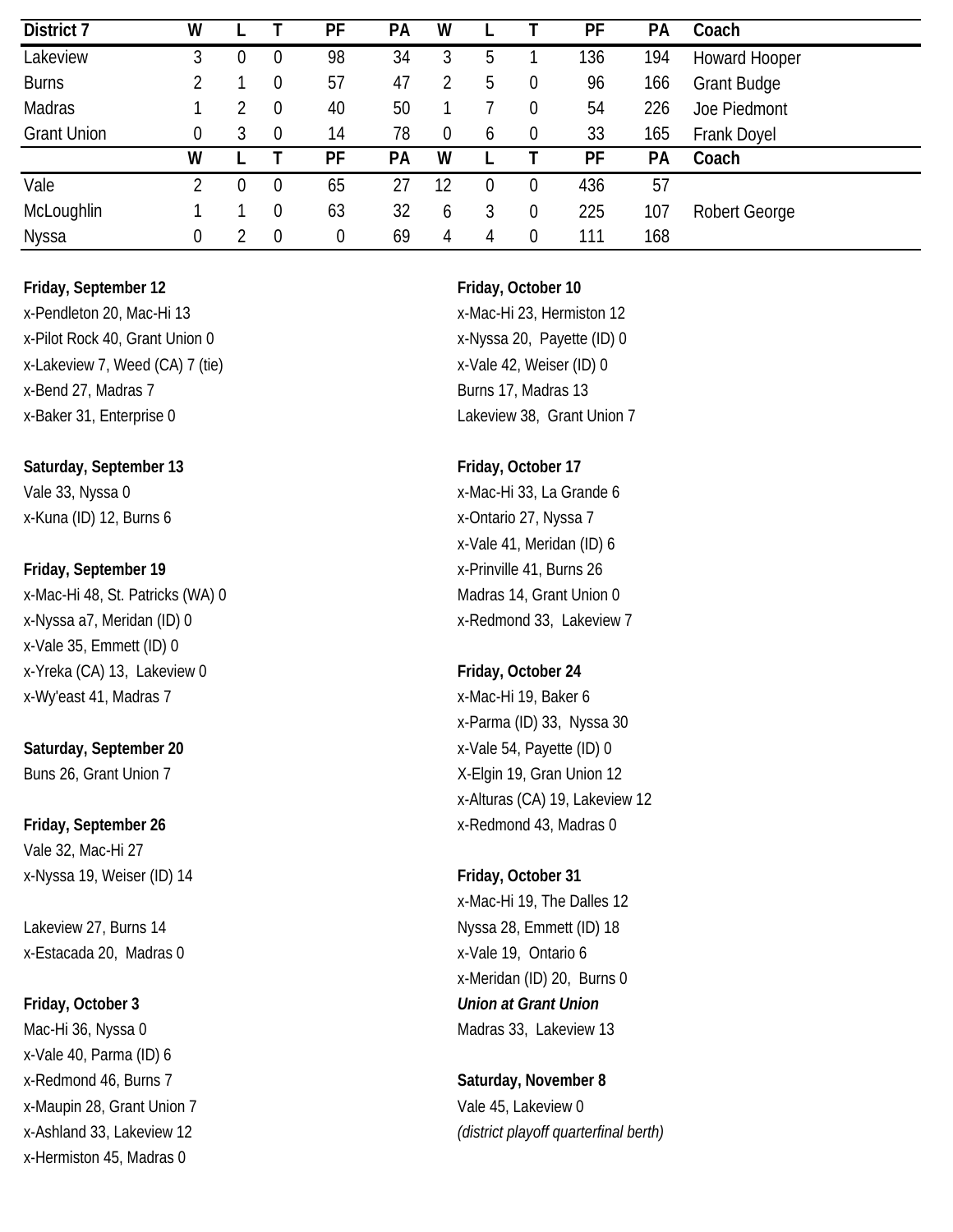| District 7 | W | L | T | PF | PA | W | L | T | PF | PA | Coach |
|---|---|---|---|---|---|---|---|---|---|---|---|
| Lakeview | 3 | 0 | 0 | 98 | 34 | 3 | 5 | 1 | 136 | 194 | Howard Hooper |
| Burns | 2 | 1 | 0 | 57 | 47 | 2 | 5 | 0 | 96 | 166 | Grant Budge |
| Madras | 1 | 2 | 0 | 40 | 50 | 1 | 7 | 0 | 54 | 226 | Joe Piedmont |
| Grant Union | 0 | 3 | 0 | 14 | 78 | 0 | 6 | 0 | 33 | 165 | Frank Doyel |
| | W | L | T | PF | PA | W | L | T | PF | PA | Coach |
| Vale | 2 | 0 | 0 | 65 | 27 | 12 | 0 | 0 | 436 | 57 | |
| McLoughlin | 1 | 1 | 0 | 63 | 32 | 6 | 3 | 0 | 225 | 107 | Robert George |
| Nyssa | 0 | 2 | 0 | 0 | 69 | 4 | 4 | 0 | 111 | 168 | |

**Friday, September 12**
x-Pendleton 20, Mac-Hi 13
x-Pilot Rock 40, Grant Union 0
x-Lakeview 7, Weed (CA) 7 (tie)
x-Bend 27, Madras 7
x-Baker 31, Enterprise 0

**Saturday, September 13**
Vale 33, Nyssa 0
x-Kuna (ID) 12, Burns 6

**Friday, September 19**
x-Mac-Hi 48, St. Patricks (WA) 0
x-Nyssa a7, Meridan (ID) 0
x-Vale 35, Emmett (ID) 0
x-Yreka (CA) 13, Lakeview 0
x-Wy'east 41, Madras 7

**Saturday, September 20**
Buns 26, Grant Union 7

**Friday, September 26**
Vale 32, Mac-Hi 27
x-Nyssa 19, Weiser (ID) 14

Lakeview 27, Burns 14
x-Estacada 20, Madras 0

**Friday, October 3**
Mac-Hi 36, Nyssa 0
x-Vale 40, Parma (ID) 6
x-Redmond 46, Burns 7
x-Maupin 28, Grant Union 7
x-Ashland 33, Lakeview 12
x-Hermiston 45, Madras 0

**Friday, October 10**
x-Mac-Hi 23, Hermiston 12
x-Nyssa 20, Payette (ID) 0
x-Vale 42, Weiser (ID) 0
Burns 17, Madras 13
Lakeview 38, Grant Union 7

**Friday, October 17**
x-Mac-Hi 33, La Grande 6
x-Ontario 27, Nyssa 7
x-Vale 41, Meridan (ID) 6
x-Prinville 41, Burns 26
Madras 14, Grant Union 0
x-Redmond 33, Lakeview 7

**Friday, October 24**
x-Mac-Hi 19, Baker 6
x-Parma (ID) 33, Nyssa 30
x-Vale 54, Payette (ID) 0
X-Elgin 19, Gran Union 12
x-Alturas (CA) 19, Lakeview 12
x-Redmond 43, Madras 0

**Friday, October 31**
x-Mac-Hi 19, The Dalles 12
Nyssa 28, Emmett (ID) 18
x-Vale 19, Ontario 6
x-Meridan (ID) 20, Burns 0
***Union at Grant Union***
Madras 33, Lakeview 13

**Saturday, November 8**
Vale 45, Lakeview 0
*(district playoff quarterfinal berth)*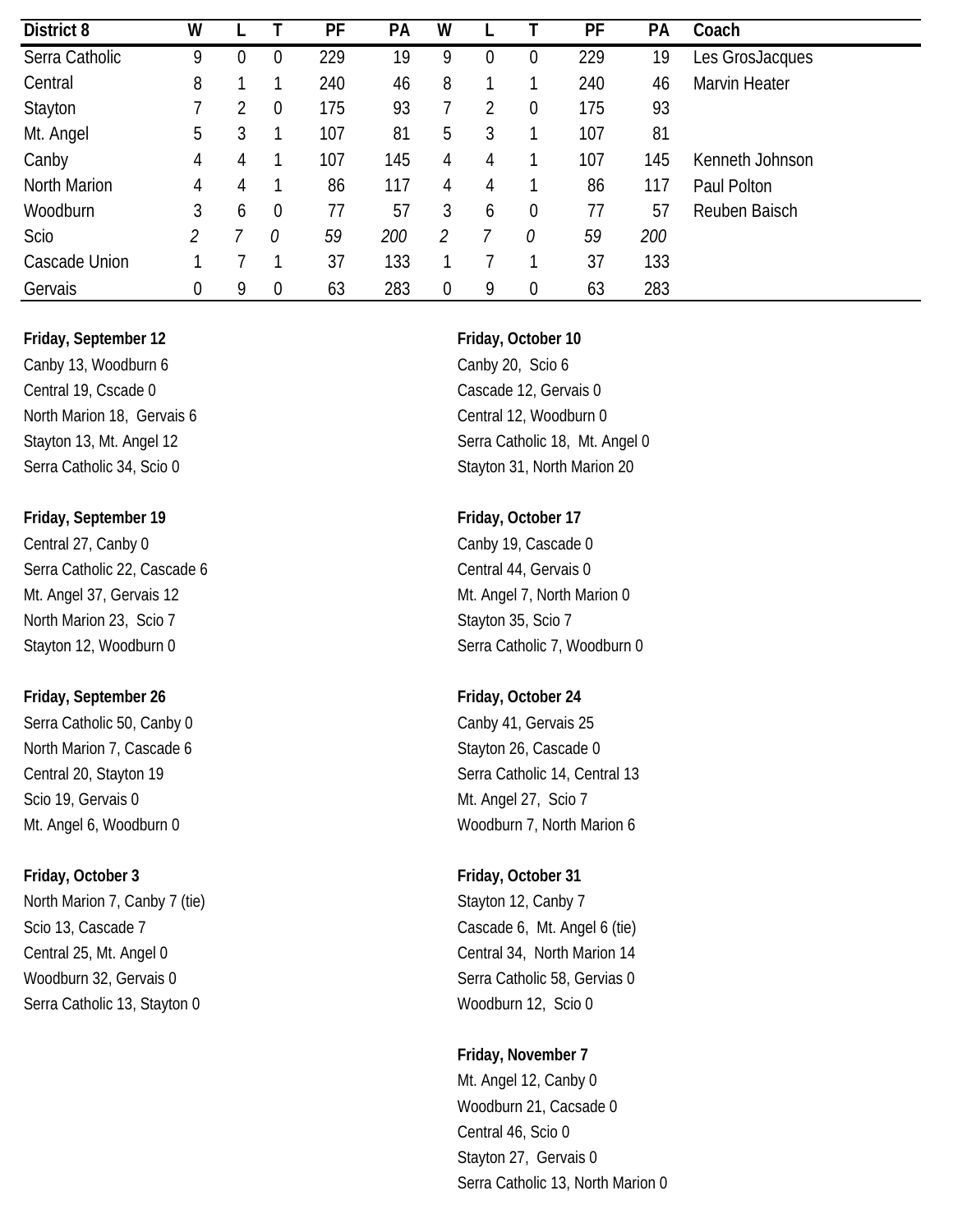| District 8 | W | L | T | PF | PA | W | L | T | PF | PA | Coach |
|---|---|---|---|---|---|---|---|---|---|---|---|
| Serra Catholic | 9 | 0 | 0 | 229 | 19 | 9 | 0 | 0 | 229 | 19 | Les GrosJacques |
| Central | 8 | 1 | 1 | 240 | 46 | 8 | 1 | 1 | 240 | 46 | Marvin Heater |
| Stayton | 7 | 2 | 0 | 175 | 93 | 7 | 2 | 0 | 175 | 93 | |
| Mt. Angel | 5 | 3 | 1 | 107 | 81 | 5 | 3 | 1 | 107 | 81 | |
| Canby | 4 | 4 | 1 | 107 | 145 | 4 | 4 | 1 | 107 | 145 | Kenneth Johnson |
| North Marion | 4 | 4 | 1 | 86 | 117 | 4 | 4 | 1 | 86 | 117 | Paul Polton |
| Woodburn | 3 | 6 | 0 | 77 | 57 | 3 | 6 | 0 | 77 | 57 | Reuben Baisch |
| Scio | *2* | *7* | *0* | *59* | *200* | *2* | *7* | *0* | *59* | *200* | |
| Cascade Union | 1 | 7 | 1 | 37 | 133 | 1 | 7 | 1 | 37 | 133 | |
| Gervais | 0 | 9 | 0 | 63 | 283 | 0 | 9 | 0 | 63 | 283 | |

**Friday, September 12**
Canby 13, Woodburn 6
Central 19, Cscade 0
North Marion 18, Gervais 6
Stayton 13, Mt. Angel 12
Serra Catholic 34, Scio 0

**Friday, September 19**
Central 27, Canby 0
Serra Catholic 22, Cascade 6
Mt. Angel 37, Gervais 12
North Marion 23, Scio 7
Stayton 12, Woodburn 0

**Friday, September 26**
Serra Catholic 50, Canby 0
North Marion 7, Cascade 6
Central 20, Stayton 19
Scio 19, Gervais 0
Mt. Angel 6, Woodburn 0

**Friday, October 3**
North Marion 7, Canby 7 (tie)
Scio 13, Cascade 7
Central 25, Mt. Angel 0
Woodburn 32, Gervais 0
Serra Catholic 13, Stayton 0

**Friday, October 10**
Canby 20, Scio 6
Cascade 12, Gervais 0
Central 12, Woodburn 0
Serra Catholic 18, Mt. Angel 0
Stayton 31, North Marion 20

**Friday, October 17**
Canby 19, Cascade 0
Central 44, Gervais 0
Mt. Angel 7, North Marion 0
Stayton 35, Scio 7
Serra Catholic 7, Woodburn 0

**Friday, October 24**
Canby 41, Gervais 25
Stayton 26, Cascade 0
Serra Catholic 14, Central 13
Mt. Angel 27, Scio 7
Woodburn 7, North Marion 6

**Friday, October 31**
Stayton 12, Canby 7
Cascade 6, Mt. Angel 6 (tie)
Central 34, North Marion 14
Serra Catholic 58, Gervias 0
Woodburn 12, Scio 0

**Friday, November 7**
Mt. Angel 12, Canby 0
Woodburn 21, Cacsade 0
Central 46, Scio 0
Stayton 27, Gervais 0
Serra Catholic 13, North Marion 0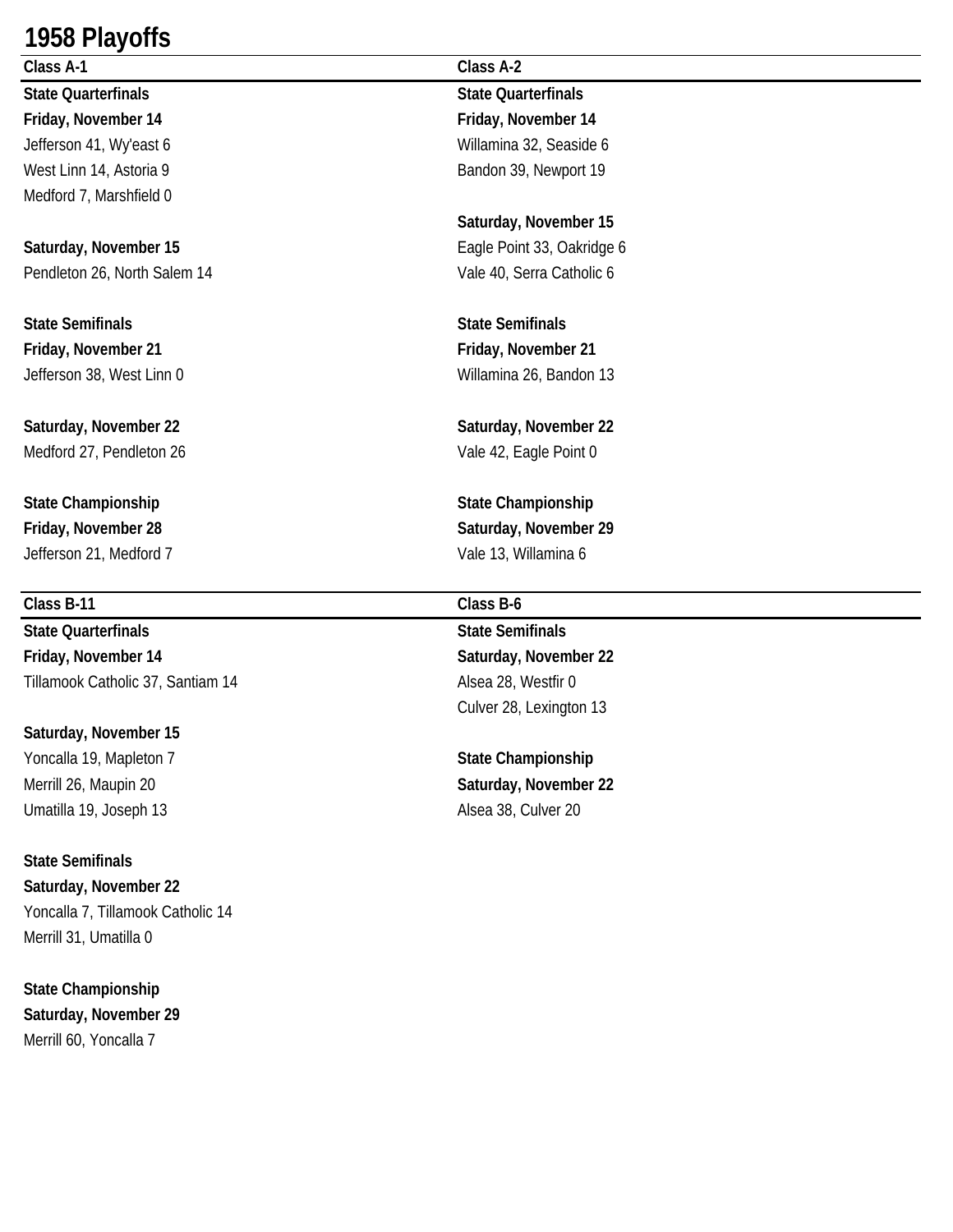# 1958 Playoffs

## Class A-1

**State Quarterfinals**

**Friday, November 14**

Jefferson 41, Wy'east 6

West Linn 14, Astoria 9

Medford 7, Marshfield 0

**Saturday, November 15**

Pendleton 26, North Salem 14

**State Semifinals**

**Friday, November 21**

Jefferson 38, West Linn 0

**Saturday, November 22**

Medford 27, Pendleton 26

**State Championship**

**Friday, November 28**

Jefferson 21, Medford 7

## Class A-2

**State Quarterfinals**

**Friday, November 14**

Willamina 32, Seaside 6

Bandon 39, Newport 19

**Saturday, November 15**

Eagle Point 33, Oakridge 6

Vale 40, Serra Catholic 6

**State Semifinals**

**Friday, November 21**

Willamina 26, Bandon 13

**Saturday, November 22**

Vale 42, Eagle Point 0

**State Championship**

**Saturday, November 29**

Vale 13, Willamina 6

## Class B-11

**State Quarterfinals**

**Friday, November 14**

Tillamook Catholic 37, Santiam 14

**Saturday, November 15**

Yoncalla 19, Mapleton 7

Merrill 26, Maupin 20

Umatilla 19, Joseph 13

**State Semifinals**

**Saturday, November 22**

Yoncalla 7, Tillamook Catholic 14

Merrill 31, Umatilla 0

**State Championship**

**Saturday, November 29**

Merrill 60, Yoncalla 7

## Class B-6

**State Semifinals**

**Saturday, November 22**

Alsea 28, Westfir 0

Culver 28, Lexington 13

**State Championship**

**Saturday, November 22**

Alsea 38, Culver 20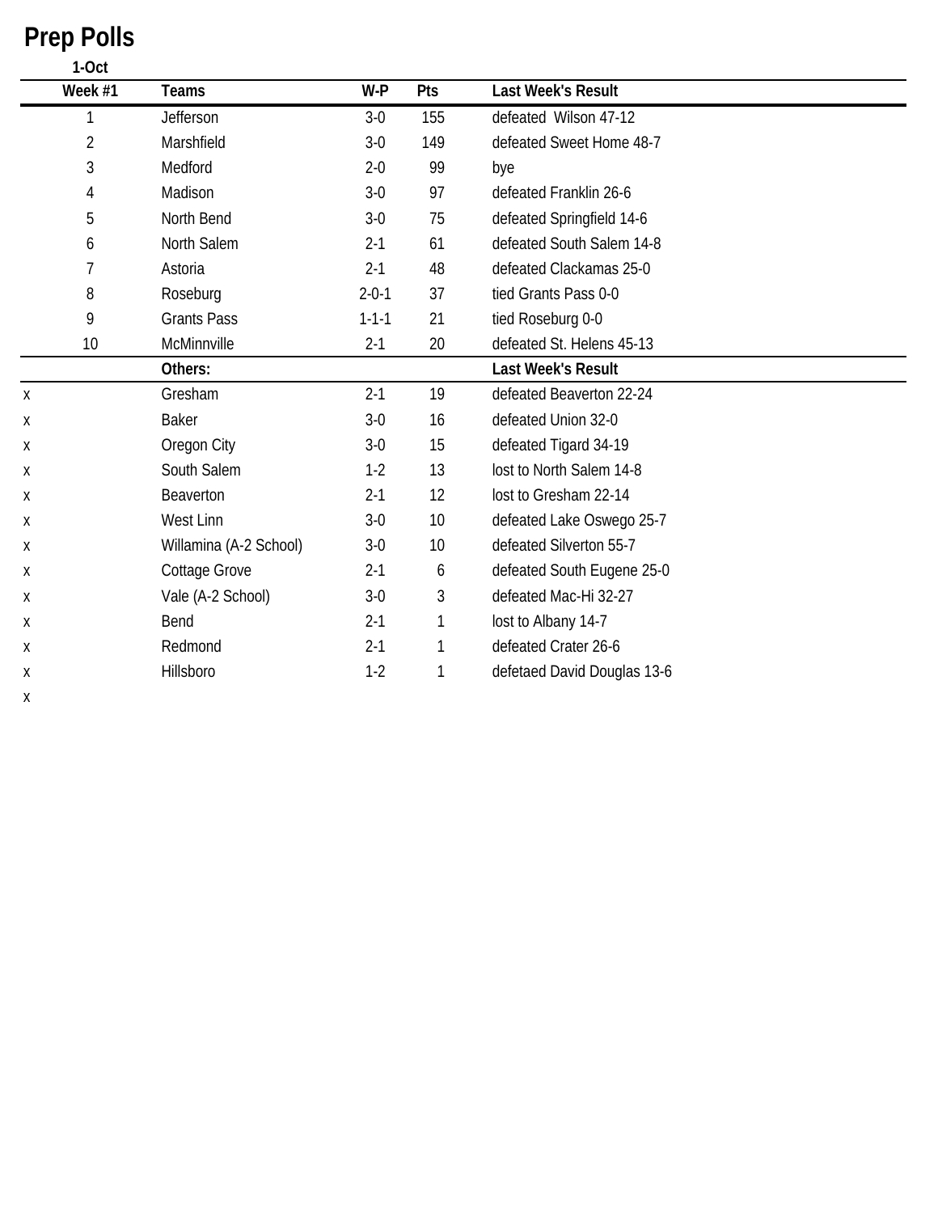# Prep Polls

**1-Oct**

| Week #1 | Teams | W-P | Pts | Last Week's Result |
|---|---|---|---|---|
| 1 | Jefferson | 3-0 | 155 | defeated  Wilson 47-12 |
| 2 | Marshfield | 3-0 | 149 | defeated Sweet Home 48-7 |
| 3 | Medford | 2-0 | 99 | bye |
| 4 | Madison | 3-0 | 97 | defeated Franklin 26-6 |
| 5 | North Bend | 3-0 | 75 | defeated Springfield 14-6 |
| 6 | North Salem | 2-1 | 61 | defeated South Salem 14-8 |
| 7 | Astoria | 2-1 | 48 | defeated Clackamas 25-0 |
| 8 | Roseburg | 2-0-1 | 37 | tied Grants Pass 0-0 |
| 9 | Grants Pass | 1-1-1 | 21 | tied Roseburg 0-0 |
| 10 | McMinnville | 2-1 | 20 | defeated St. Helens 45-13 |
| | **Others:** | | | **Last Week's Result** |
| x | Gresham | 2-1 | 19 | defeated Beaverton 22-24 |
| x | Baker | 3-0 | 16 | defeated Union 32-0 |
| x | Oregon City | 3-0 | 15 | defeated Tigard 34-19 |
| x | South Salem | 1-2 | 13 | lost to North Salem 14-8 |
| x | Beaverton | 2-1 | 12 | lost to Gresham 22-14 |
| x | West Linn | 3-0 | 10 | defeated Lake Oswego 25-7 |
| x | Willamina (A-2 School) | 3-0 | 10 | defeated Silverton 55-7 |
| x | Cottage Grove | 2-1 | 6 | defeated South Eugene 25-0 |
| x | Vale (A-2 School) | 3-0 | 3 | defeated Mac-Hi 32-27 |
| x | Bend | 2-1 | 1 | lost to Albany 14-7 |
| x | Redmond | 2-1 | 1 | defeated Crater 26-6 |
| x | Hillsboro | 1-2 | 1 | defetaed David Douglas 13-6 |
| x | | | | |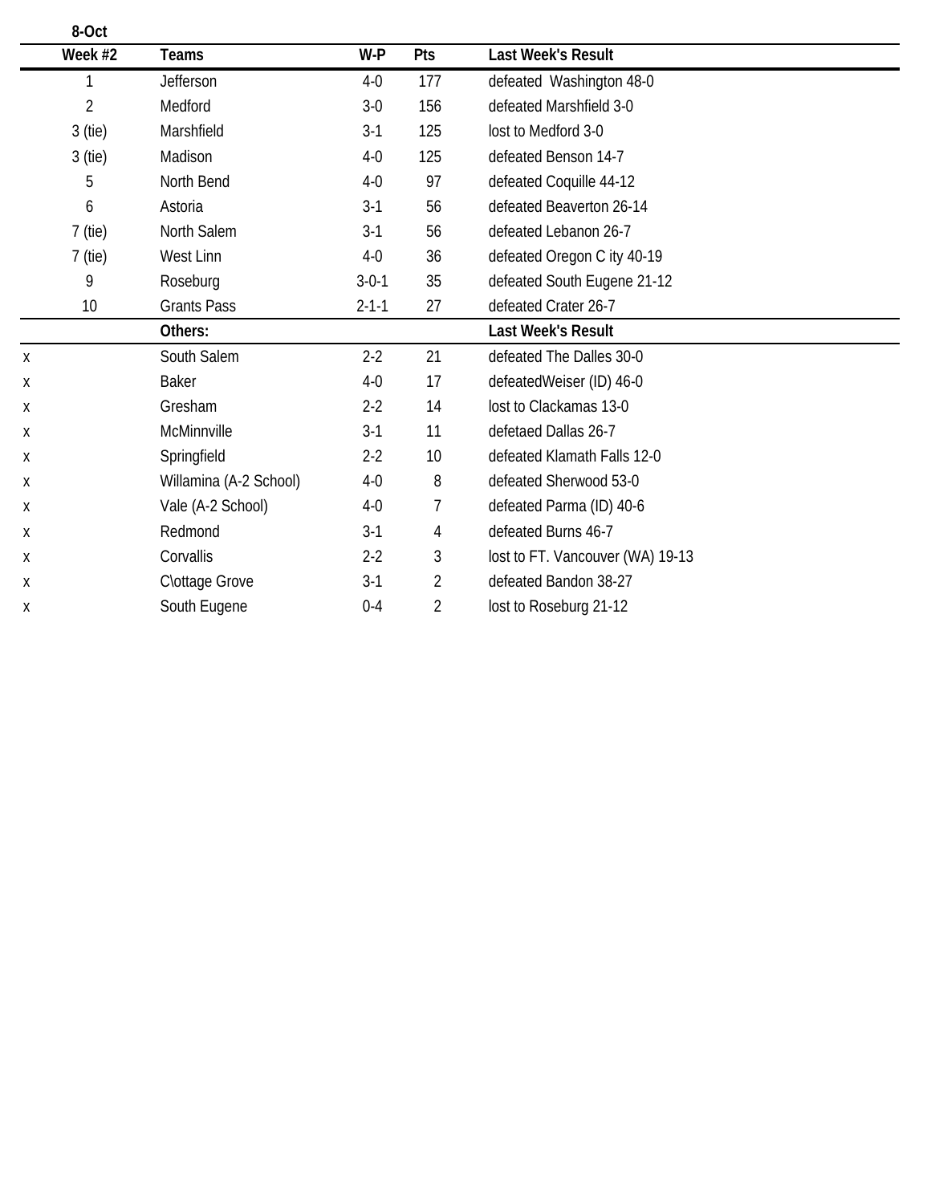**8-Oct**

| Week #2 | Teams | W-P | Pts | Last Week's Result |
|---|---|---|---|---|
| 1 | Jefferson | 4-0 | 177 | defeated  Washington 48-0 |
| 2 | Medford | 3-0 | 156 | defeated Marshfield 3-0 |
| 3 (tie) | Marshfield | 3-1 | 125 | lost to Medford 3-0 |
| 3 (tie) | Madison | 4-0 | 125 | defeated Benson 14-7 |
| 5 | North Bend | 4-0 | 97 | defeated Coquille 44-12 |
| 6 | Astoria | 3-1 | 56 | defeated Beaverton 26-14 |
| 7 (tie) | North Salem | 3-1 | 56 | defeated Lebanon 26-7 |
| 7 (tie) | West Linn | 4-0 | 36 | defeated Oregon C ity 40-19 |
| 9 | Roseburg | 3-0-1 | 35 | defeated South Eugene 21-12 |
| 10 | Grants Pass | 2-1-1 | 27 | defeated Crater 26-7 |
| | **Others:** | | | **Last Week's Result** |
| x | South Salem | 2-2 | 21 | defeated The Dalles 30-0 |
| x | Baker | 4-0 | 17 | defeatedWeiser (ID) 46-0 |
| x | Gresham | 2-2 | 14 | lost to Clackamas 13-0 |
| x | McMinnville | 3-1 | 11 | defetaed Dallas 26-7 |
| x | Springfield | 2-2 | 10 | defeated Klamath Falls 12-0 |
| x | Willamina (A-2 School) | 4-0 | 8 | defeated Sherwood 53-0 |
| x | Vale (A-2 School) | 4-0 | 7 | defeated Parma (ID) 40-6 |
| x | Redmond | 3-1 | 4 | defeated Burns 46-7 |
| x | Corvallis | 2-2 | 3 | lost to FT. Vancouver (WA) 19-13 |
| x | C\ottage Grove | 3-1 | 2 | defeated Bandon 38-27 |
| x | South Eugene | 0-4 | 2 | lost to Roseburg 21-12 |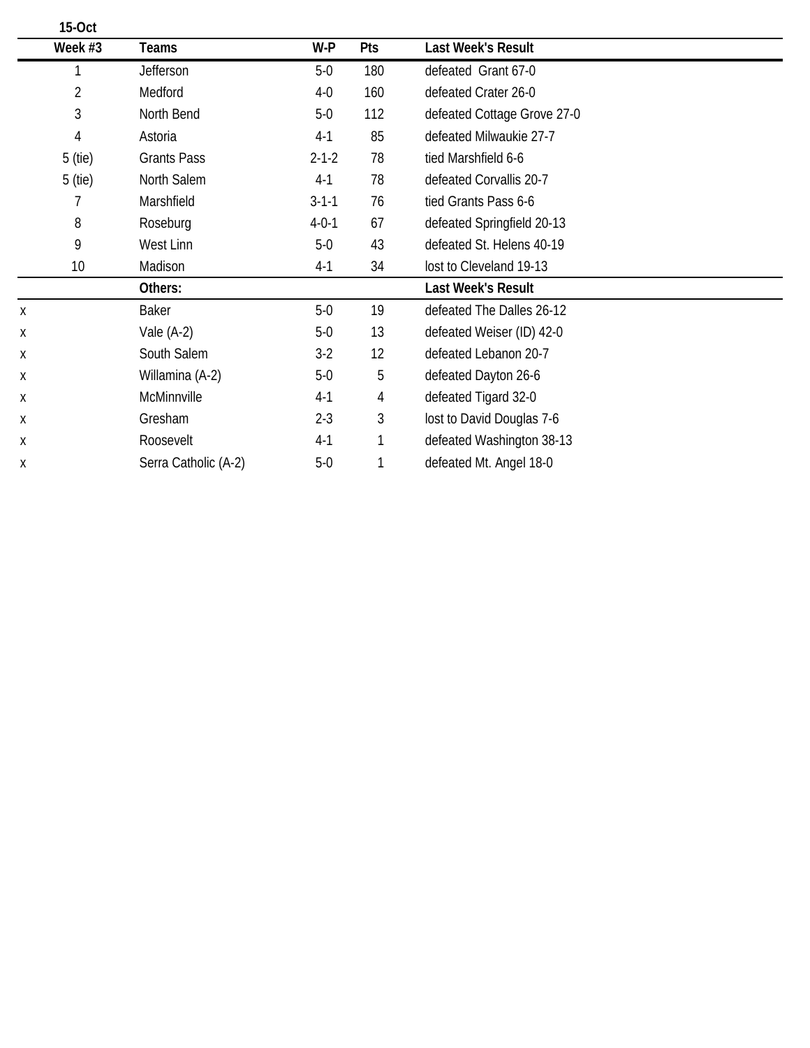**15-Oct**

| Week #3 | Teams | W-P | Pts | Last Week's Result |
|---|---|---|---|---|
| 1 | Jefferson | 5-0 | 180 | defeated Grant 67-0 |
| 2 | Medford | 4-0 | 160 | defeated Crater 26-0 |
| 3 | North Bend | 5-0 | 112 | defeated Cottage Grove 27-0 |
| 4 | Astoria | 4-1 | 85 | defeated Milwaukie 27-7 |
| 5 (tie) | Grants Pass | 2-1-2 | 78 | tied Marshfield 6-6 |
| 5 (tie) | North Salem | 4-1 | 78 | defeated Corvallis 20-7 |
| 7 | Marshfield | 3-1-1 | 76 | tied Grants Pass 6-6 |
| 8 | Roseburg | 4-0-1 | 67 | defeated Springfield 20-13 |
| 9 | West Linn | 5-0 | 43 | defeated St. Helens 40-19 |
| 10 | Madison | 4-1 | 34 | lost to Cleveland 19-13 |
| | **Others:** | | | **Last Week's Result** |
| x | Baker | 5-0 | 19 | defeated The Dalles 26-12 |
| x | Vale (A-2) | 5-0 | 13 | defeated Weiser (ID) 42-0 |
| x | South Salem | 3-2 | 12 | defeated Lebanon 20-7 |
| x | Willamina (A-2) | 5-0 | 5 | defeated Dayton 26-6 |
| x | McMinnville | 4-1 | 4 | defeated Tigard 32-0 |
| x | Gresham | 2-3 | 3 | lost to David Douglas 7-6 |
| x | Roosevelt | 4-1 | 1 | defeated Washington 38-13 |
| x | Serra Catholic (A-2) | 5-0 | 1 | defeated Mt. Angel 18-0 |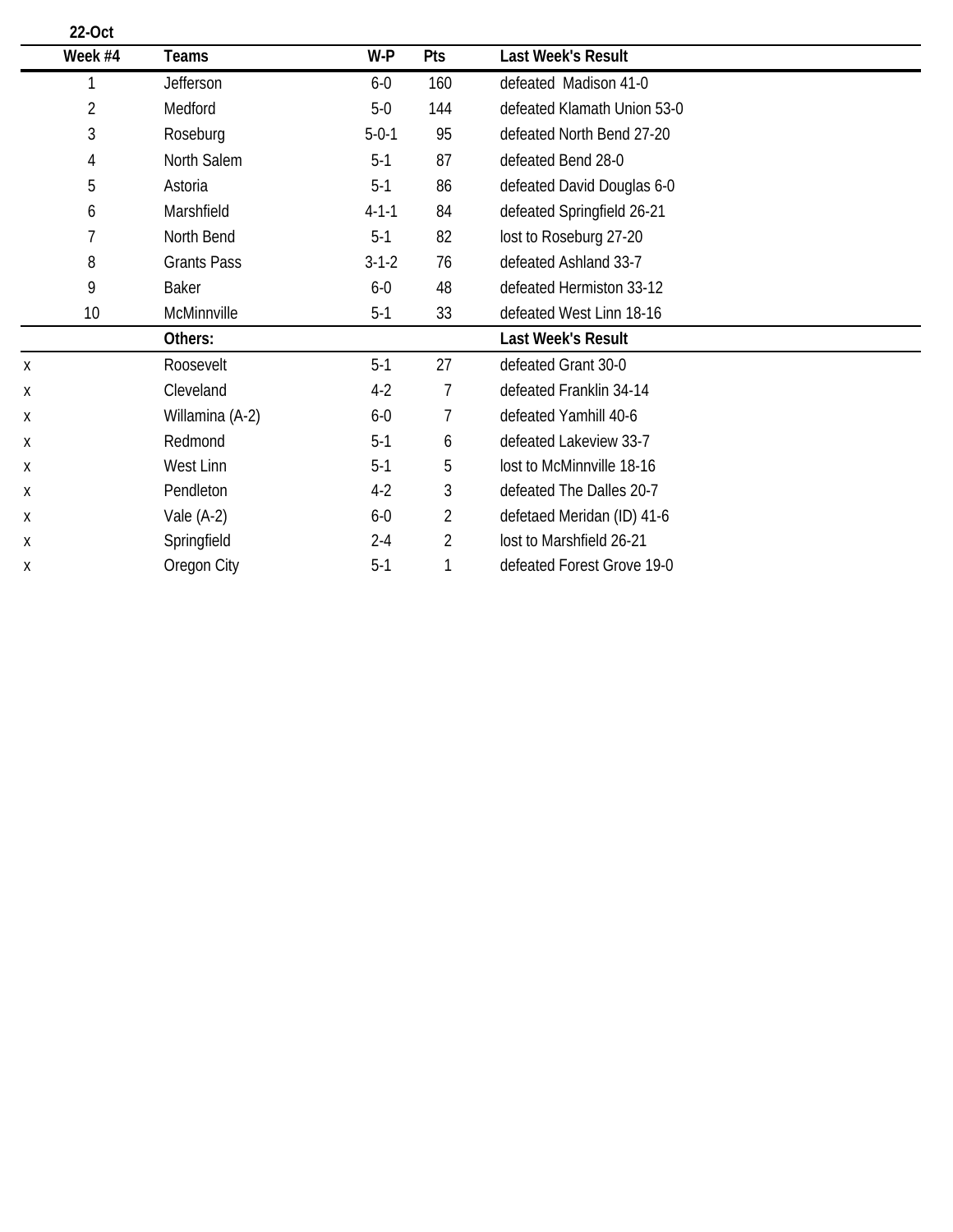**22-Oct**

| Week #4 | Teams | W-P | Pts | Last Week's Result |
|---|---|---|---|---|
| 1 | Jefferson | 6-0 | 160 | defeated  Madison 41-0 |
| 2 | Medford | 5-0 | 144 | defeated Klamath Union 53-0 |
| 3 | Roseburg | 5-0-1 | 95 | defeated North Bend 27-20 |
| 4 | North Salem | 5-1 | 87 | defeated Bend 28-0 |
| 5 | Astoria | 5-1 | 86 | defeated David Douglas 6-0 |
| 6 | Marshfield | 4-1-1 | 84 | defeated Springfield 26-21 |
| 7 | North Bend | 5-1 | 82 | lost to Roseburg 27-20 |
| 8 | Grants Pass | 3-1-2 | 76 | defeated Ashland 33-7 |
| 9 | Baker | 6-0 | 48 | defeated Hermiston 33-12 |
| 10 | McMinnville | 5-1 | 33 | defeated West Linn 18-16 |
| | **Others:** | | | **Last Week's Result** |
| x | Roosevelt | 5-1 | 27 | defeated Grant 30-0 |
| x | Cleveland | 4-2 | 7 | defeated Franklin 34-14 |
| x | Willamina (A-2) | 6-0 | 7 | defeated Yamhill 40-6 |
| x | Redmond | 5-1 | 6 | defeated Lakeview 33-7 |
| x | West Linn | 5-1 | 5 | lost to McMinnville 18-16 |
| x | Pendleton | 4-2 | 3 | defeated The Dalles 20-7 |
| x | Vale (A-2) | 6-0 | 2 | defetaed Meridan (ID) 41-6 |
| x | Springfield | 2-4 | 2 | lost to Marshfield 26-21 |
| x | Oregon City | 5-1 | 1 | defeated Forest Grove 19-0 |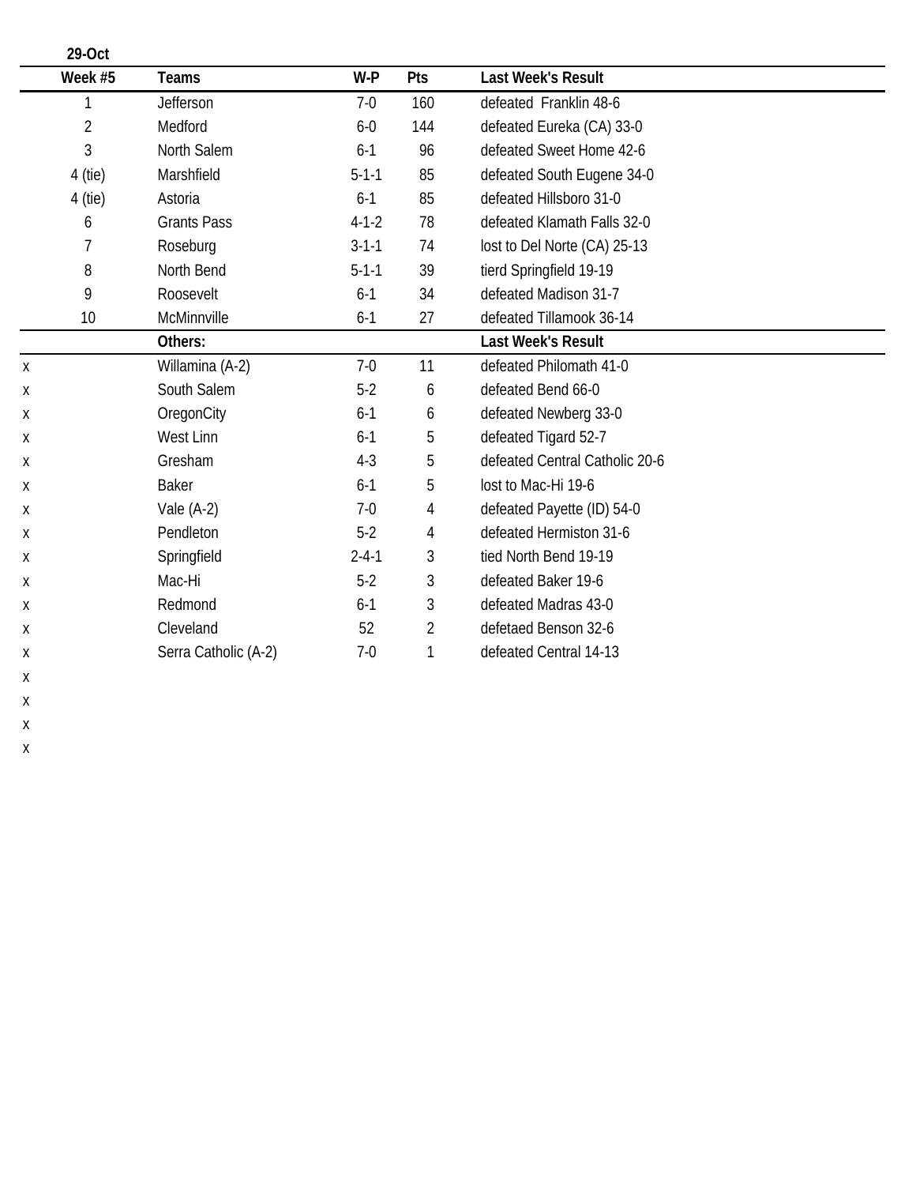**29-Oct**

| | Week #5 | Teams | W-P | Pts | Last Week's Result |
|---|---|---|---|---|---|
| | 1 | Jefferson | 7-0 | 160 | defeated  Franklin 48-6 |
| | 2 | Medford | 6-0 | 144 | defeated Eureka (CA) 33-0 |
| | 3 | North Salem | 6-1 | 96 | defeated Sweet Home 42-6 |
| | 4 (tie) | Marshfield | 5-1-1 | 85 | defeated South Eugene 34-0 |
| | 4 (tie) | Astoria | 6-1 | 85 | defeated Hillsboro 31-0 |
| | 6 | Grants Pass | 4-1-2 | 78 | defeated Klamath Falls 32-0 |
| | 7 | Roseburg | 3-1-1 | 74 | lost to Del Norte (CA) 25-13 |
| | 8 | North Bend | 5-1-1 | 39 | tierd Springfield 19-19 |
| | 9 | Roosevelt | 6-1 | 34 | defeated Madison 31-7 |
| | 10 | McMinnville | 6-1 | 27 | defeated Tillamook 36-14 |
| | | **Others:** | | | **Last Week's Result** |
| x | | Willamina (A-2) | 7-0 | 11 | defeated Philomath 41-0 |
| x | | South Salem | 5-2 | 6 | defeated Bend 66-0 |
| x | | OregonCity | 6-1 | 6 | defeated Newberg 33-0 |
| x | | West Linn | 6-1 | 5 | defeated Tigard 52-7 |
| x | | Gresham | 4-3 | 5 | defeated Central Catholic 20-6 |
| x | | Baker | 6-1 | 5 | lost to Mac-Hi 19-6 |
| x | | Vale (A-2) | 7-0 | 4 | defeated Payette (ID) 54-0 |
| x | | Pendleton | 5-2 | 4 | defeated Hermiston 31-6 |
| x | | Springfield | 2-4-1 | 3 | tied North Bend 19-19 |
| x | | Mac-Hi | 5-2 | 3 | defeated Baker 19-6 |
| x | | Redmond | 6-1 | 3 | defeated Madras 43-0 |
| x | | Cleveland | 52 | 2 | defetaed Benson 32-6 |
| x | | Serra Catholic (A-2) | 7-0 | 1 | defeated Central 14-13 |
| x | | | | | |
| x | | | | | |
| x | | | | | |
| x | | | | | |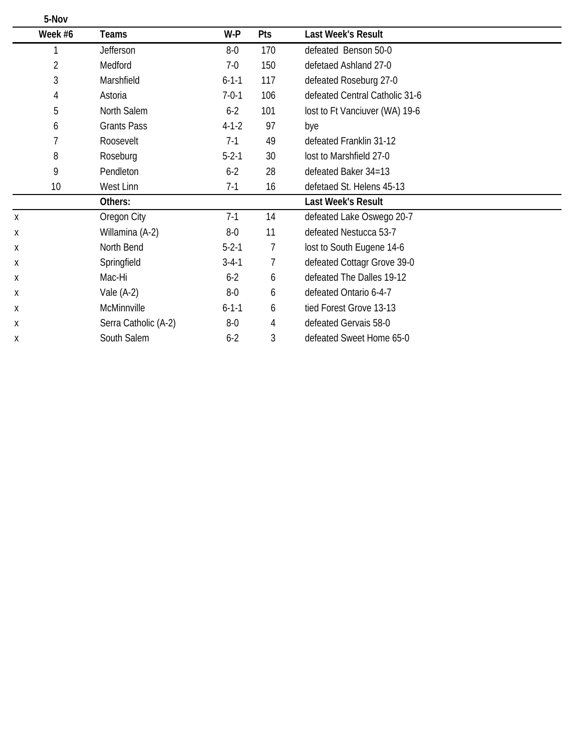**5-Nov**

| Week #6 | Teams | W-P | Pts | Last Week's Result |
|---|---|---|---|---|
| 1 | Jefferson | 8-0 | 170 | defeated  Benson 50-0 |
| 2 | Medford | 7-0 | 150 | defetaed Ashland 27-0 |
| 3 | Marshfield | 6-1-1 | 117 | defeated Roseburg 27-0 |
| 4 | Astoria | 7-0-1 | 106 | defeated Central Catholic 31-6 |
| 5 | North Salem | 6-2 | 101 | lost to Ft Vanciuver (WA) 19-6 |
| 6 | Grants Pass | 4-1-2 | 97 | bye |
| 7 | Roosevelt | 7-1 | 49 | defeated Franklin 31-12 |
| 8 | Roseburg | 5-2-1 | 30 | lost to Marshfield 27-0 |
| 9 | Pendleton | 6-2 | 28 | defeated Baker 34=13 |
| 10 | West Linn | 7-1 | 16 | defetaed St. Helens 45-13 |
| | **Others:** | | | **Last Week's Result** |
| x | Oregon City | 7-1 | 14 | defeated Lake Oswego 20-7 |
| x | Willamina (A-2) | 8-0 | 11 | defeated Nestucca 53-7 |
| x | North Bend | 5-2-1 | 7 | lost to South Eugene 14-6 |
| x | Springfield | 3-4-1 | 7 | defeated Cottagr Grove 39-0 |
| x | Mac-Hi | 6-2 | 6 | defeated The Dalles 19-12 |
| x | Vale (A-2) | 8-0 | 6 | defeated Ontario 6-4-7 |
| x | McMinnville | 6-1-1 | 6 | tied Forest Grove 13-13 |
| x | Serra Catholic (A-2) | 8-0 | 4 | defeated Gervais 58-0 |
| x | South Salem | 6-2 | 3 | defeated Sweet Home 65-0 |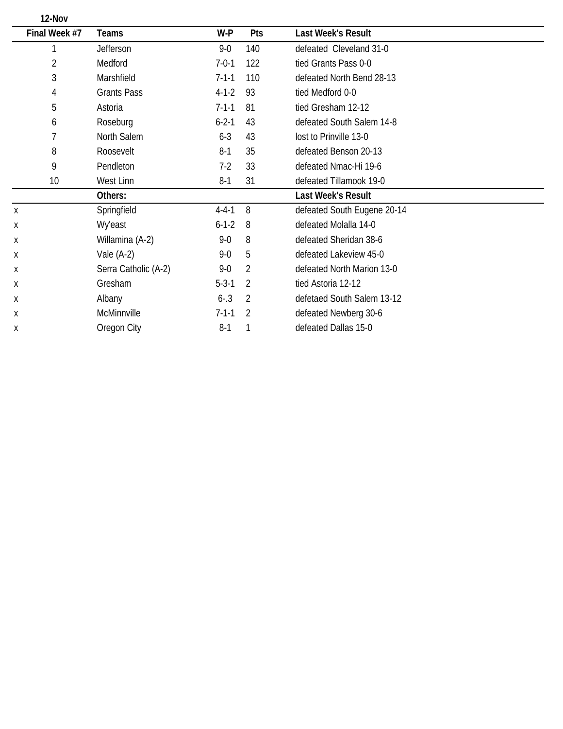**12-Nov**

| Final Week #7 | Teams | W-P | Pts | Last Week's Result |
|---|---|---|---|---|
| 1 | Jefferson | 9-0 | 140 | defeated  Cleveland 31-0 |
| 2 | Medford | 7-0-1 | 122 | tied Grants Pass 0-0 |
| 3 | Marshfield | 7-1-1 | 110 | defeated North Bend 28-13 |
| 4 | Grants Pass | 4-1-2 | 93 | tied Medford 0-0 |
| 5 | Astoria | 7-1-1 | 81 | tied Gresham 12-12 |
| 6 | Roseburg | 6-2-1 | 43 | defeated South Salem 14-8 |
| 7 | North Salem | 6-3 | 43 | lost to Prinville 13-0 |
| 8 | Roosevelt | 8-1 | 35 | defeated Benson 20-13 |
| 9 | Pendleton | 7-2 | 33 | defeated Nmac-Hi 19-6 |
| 10 | West Linn | 8-1 | 31 | defeated Tillamook 19-0 |
| | **Others:** | | | **Last Week's Result** |
| x | Springfield | 4-4-1 | 8 | defeated South Eugene 20-14 |
| x | Wy'east | 6-1-2 | 8 | defeated Molalla 14-0 |
| x | Willamina (A-2) | 9-0 | 8 | defeated Sheridan 38-6 |
| x | Vale (A-2) | 9-0 | 5 | defeated Lakeview 45-0 |
| x | Serra Catholic (A-2) | 9-0 | 2 | defeated North Marion 13-0 |
| x | Gresham | 5-3-1 | 2 | tied Astoria 12-12 |
| x | Albany | 6-.3 | 2 | defetaed South Salem 13-12 |
| x | McMinnville | 7-1-1 | 2 | defeated Newberg 30-6 |
| x | Oregon City | 8-1 | 1 | defeated Dallas 15-0 |